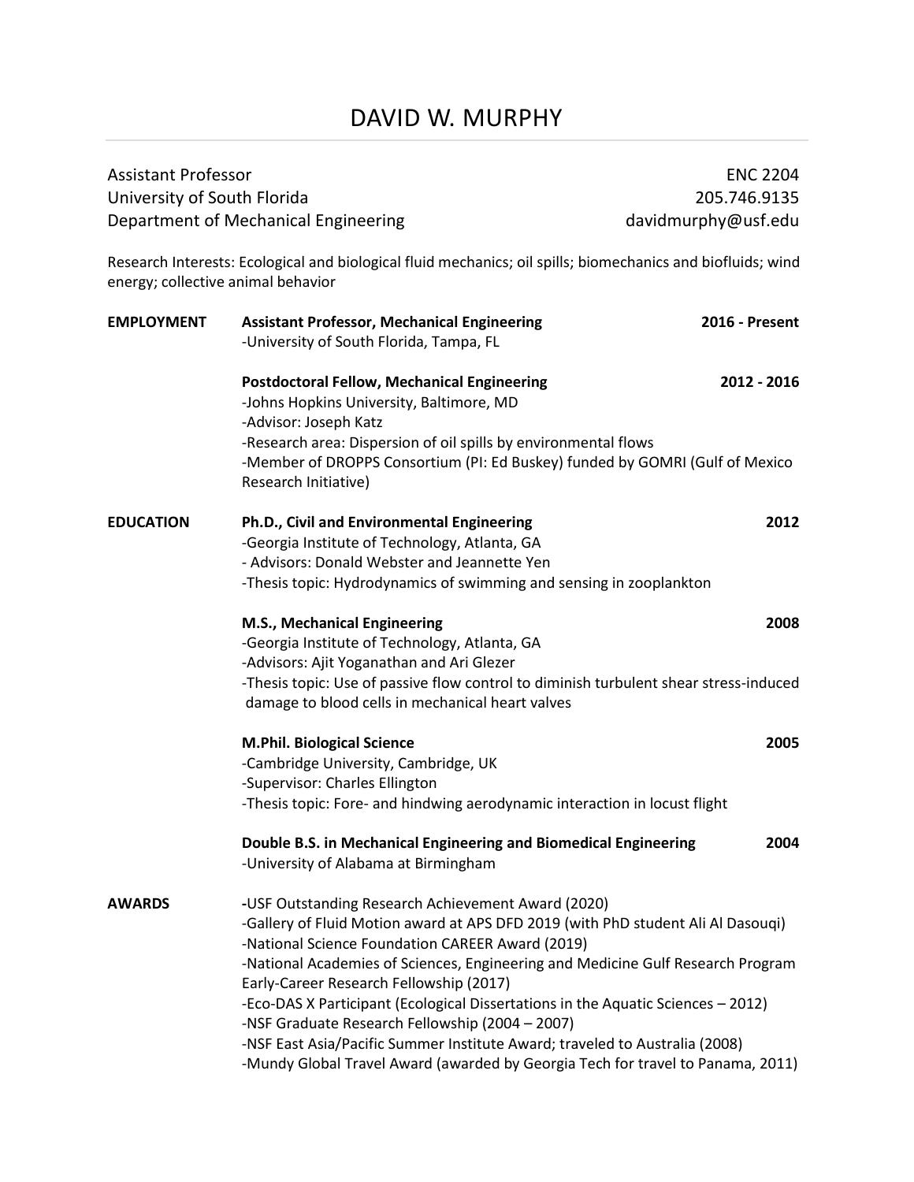# DAVID W. MURPHY

Assistant Professor
University of South Florida
Department of Mechanical Engineering

ENC 2204
205.746.9135
davidmurphy@usf.edu

Research Interests: Ecological and biological fluid mechanics; oil spills; biomechanics and biofluids; wind energy; collective animal behavior

## EMPLOYMENT

**Assistant Professor, Mechanical Engineering** **2016 - Present**
-University of South Florida, Tampa, FL

**Postdoctoral Fellow, Mechanical Engineering** **2012 - 2016**
-Johns Hopkins University, Baltimore, MD
-Advisor: Joseph Katz
-Research area: Dispersion of oil spills by environmental flows
-Member of DROPPS Consortium (PI: Ed Buskey) funded by GOMRI (Gulf of Mexico Research Initiative)

## EDUCATION

**Ph.D., Civil and Environmental Engineering** **2012**
-Georgia Institute of Technology, Atlanta, GA
- Advisors: Donald Webster and Jeannette Yen
-Thesis topic: Hydrodynamics of swimming and sensing in zooplankton

**M.S., Mechanical Engineering** **2008**
-Georgia Institute of Technology, Atlanta, GA
-Advisors: Ajit Yoganathan and Ari Glezer
-Thesis topic: Use of passive flow control to diminish turbulent shear stress-induced damage to blood cells in mechanical heart valves

**M.Phil. Biological Science** **2005**
-Cambridge University, Cambridge, UK
-Supervisor: Charles Ellington
-Thesis topic: Fore- and hindwing aerodynamic interaction in locust flight

**Double B.S. in Mechanical Engineering and Biomedical Engineering** **2004**
-University of Alabama at Birmingham

## AWARDS

-USF Outstanding Research Achievement Award (2020)
-Gallery of Fluid Motion award at APS DFD 2019 (with PhD student Ali Al Dasouqi)
-National Science Foundation CAREER Award (2019)
-National Academies of Sciences, Engineering and Medicine Gulf Research Program Early-Career Research Fellowship (2017)
-Eco-DAS X Participant (Ecological Dissertations in the Aquatic Sciences – 2012)
-NSF Graduate Research Fellowship (2004 – 2007)
-NSF East Asia/Pacific Summer Institute Award; traveled to Australia (2008)
-Mundy Global Travel Award (awarded by Georgia Tech for travel to Panama, 2011)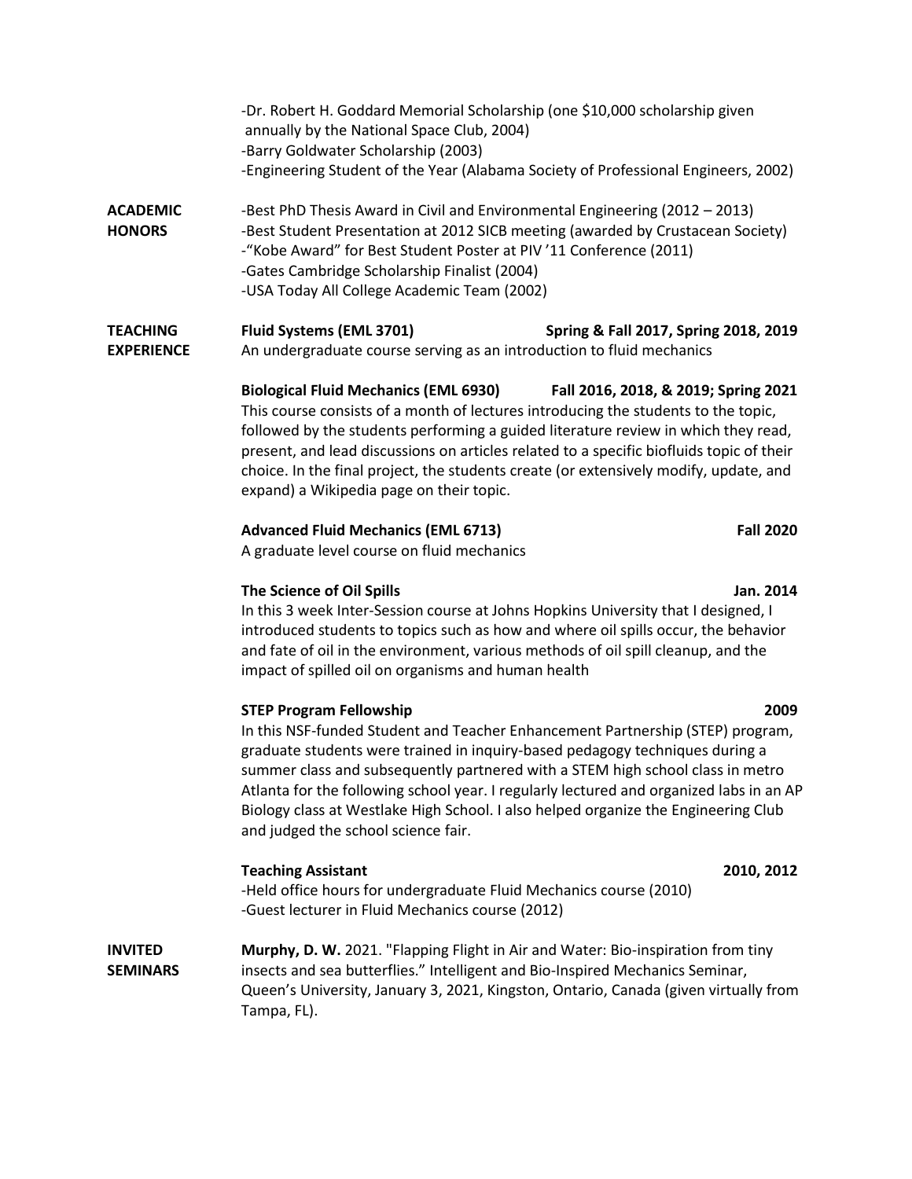-Dr. Robert H. Goddard Memorial Scholarship (one $10,000 scholarship given annually by the National Space Club, 2004)
-Barry Goldwater Scholarship (2003)
-Engineering Student of the Year (Alabama Society of Professional Engineers, 2002)

**ACADEMIC HONORS**

-Best PhD Thesis Award in Civil and Environmental Engineering (2012 – 2013)
-Best Student Presentation at 2012 SICB meeting (awarded by Crustacean Society)
-"Kobe Award" for Best Student Poster at PIV '11 Conference (2011)
-Gates Cambridge Scholarship Finalist (2004)
-USA Today All College Academic Team (2002)

**TEACHING EXPERIENCE**

**Fluid Systems (EML 3701)** — **Spring & Fall 2017, Spring 2018, 2019**
An undergraduate course serving as an introduction to fluid mechanics

**Biological Fluid Mechanics (EML 6930)** — **Fall 2016, 2018, & 2019; Spring 2021**
This course consists of a month of lectures introducing the students to the topic, followed by the students performing a guided literature review in which they read, present, and lead discussions on articles related to a specific biofluids topic of their choice. In the final project, the students create (or extensively modify, update, and expand) a Wikipedia page on their topic.

**Advanced Fluid Mechanics (EML 6713)** — **Fall 2020**
A graduate level course on fluid mechanics

**The Science of Oil Spills** — **Jan. 2014**
In this 3 week Inter-Session course at Johns Hopkins University that I designed, I introduced students to topics such as how and where oil spills occur, the behavior and fate of oil in the environment, various methods of oil spill cleanup, and the impact of spilled oil on organisms and human health

**STEP Program Fellowship** — **2009**
In this NSF-funded Student and Teacher Enhancement Partnership (STEP) program, graduate students were trained in inquiry-based pedagogy techniques during a summer class and subsequently partnered with a STEM high school class in metro Atlanta for the following school year. I regularly lectured and organized labs in an AP Biology class at Westlake High School. I also helped organize the Engineering Club and judged the school science fair.

**Teaching Assistant** — **2010, 2012**
-Held office hours for undergraduate Fluid Mechanics course (2010)
-Guest lecturer in Fluid Mechanics course (2012)

**INVITED SEMINARS**

**Murphy, D. W.** 2021. "Flapping Flight in Air and Water: Bio-inspiration from tiny insects and sea butterflies." Intelligent and Bio-Inspired Mechanics Seminar, Queen's University, January 3, 2021, Kingston, Ontario, Canada (given virtually from Tampa, FL).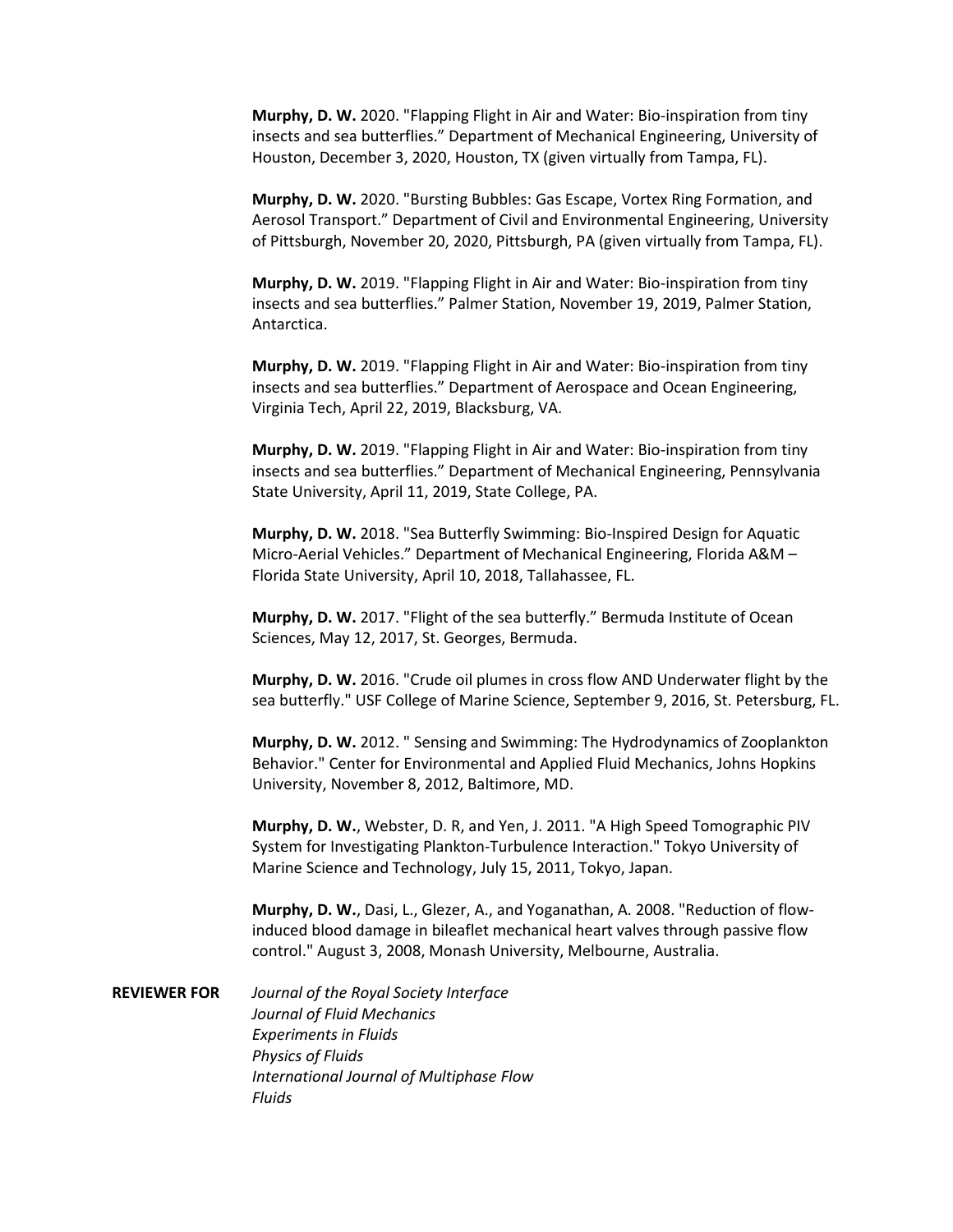**Murphy, D. W.** 2020. "Flapping Flight in Air and Water: Bio-inspiration from tiny insects and sea butterflies." Department of Mechanical Engineering, University of Houston, December 3, 2020, Houston, TX (given virtually from Tampa, FL).

**Murphy, D. W.** 2020. "Bursting Bubbles: Gas Escape, Vortex Ring Formation, and Aerosol Transport." Department of Civil and Environmental Engineering, University of Pittsburgh, November 20, 2020, Pittsburgh, PA (given virtually from Tampa, FL).

**Murphy, D. W.** 2019. "Flapping Flight in Air and Water: Bio-inspiration from tiny insects and sea butterflies." Palmer Station, November 19, 2019, Palmer Station, Antarctica.

**Murphy, D. W.** 2019. "Flapping Flight in Air and Water: Bio-inspiration from tiny insects and sea butterflies." Department of Aerospace and Ocean Engineering, Virginia Tech, April 22, 2019, Blacksburg, VA.

**Murphy, D. W.** 2019. "Flapping Flight in Air and Water: Bio-inspiration from tiny insects and sea butterflies." Department of Mechanical Engineering, Pennsylvania State University, April 11, 2019, State College, PA.

**Murphy, D. W.** 2018. "Sea Butterfly Swimming: Bio-Inspired Design for Aquatic Micro-Aerial Vehicles." Department of Mechanical Engineering, Florida A&M – Florida State University, April 10, 2018, Tallahassee, FL.

**Murphy, D. W.** 2017. "Flight of the sea butterfly." Bermuda Institute of Ocean Sciences, May 12, 2017, St. Georges, Bermuda.

**Murphy, D. W.** 2016. "Crude oil plumes in cross flow AND Underwater flight by the sea butterfly." USF College of Marine Science, September 9, 2016, St. Petersburg, FL.

**Murphy, D. W.** 2012. " Sensing and Swimming: The Hydrodynamics of Zooplankton Behavior." Center for Environmental and Applied Fluid Mechanics, Johns Hopkins University, November 8, 2012, Baltimore, MD.

**Murphy, D. W.**, Webster, D. R, and Yen, J. 2011. "A High Speed Tomographic PIV System for Investigating Plankton-Turbulence Interaction." Tokyo University of Marine Science and Technology, July 15, 2011, Tokyo, Japan.

**Murphy, D. W.**, Dasi, L., Glezer, A., and Yoganathan, A. 2008. "Reduction of flow-induced blood damage in bileaflet mechanical heart valves through passive flow control." August 3, 2008, Monash University, Melbourne, Australia.

**REVIEWER FOR**

*Journal of the Royal Society Interface*
*Journal of Fluid Mechanics*
*Experiments in Fluids*
*Physics of Fluids*
*International Journal of Multiphase Flow*
*Fluids*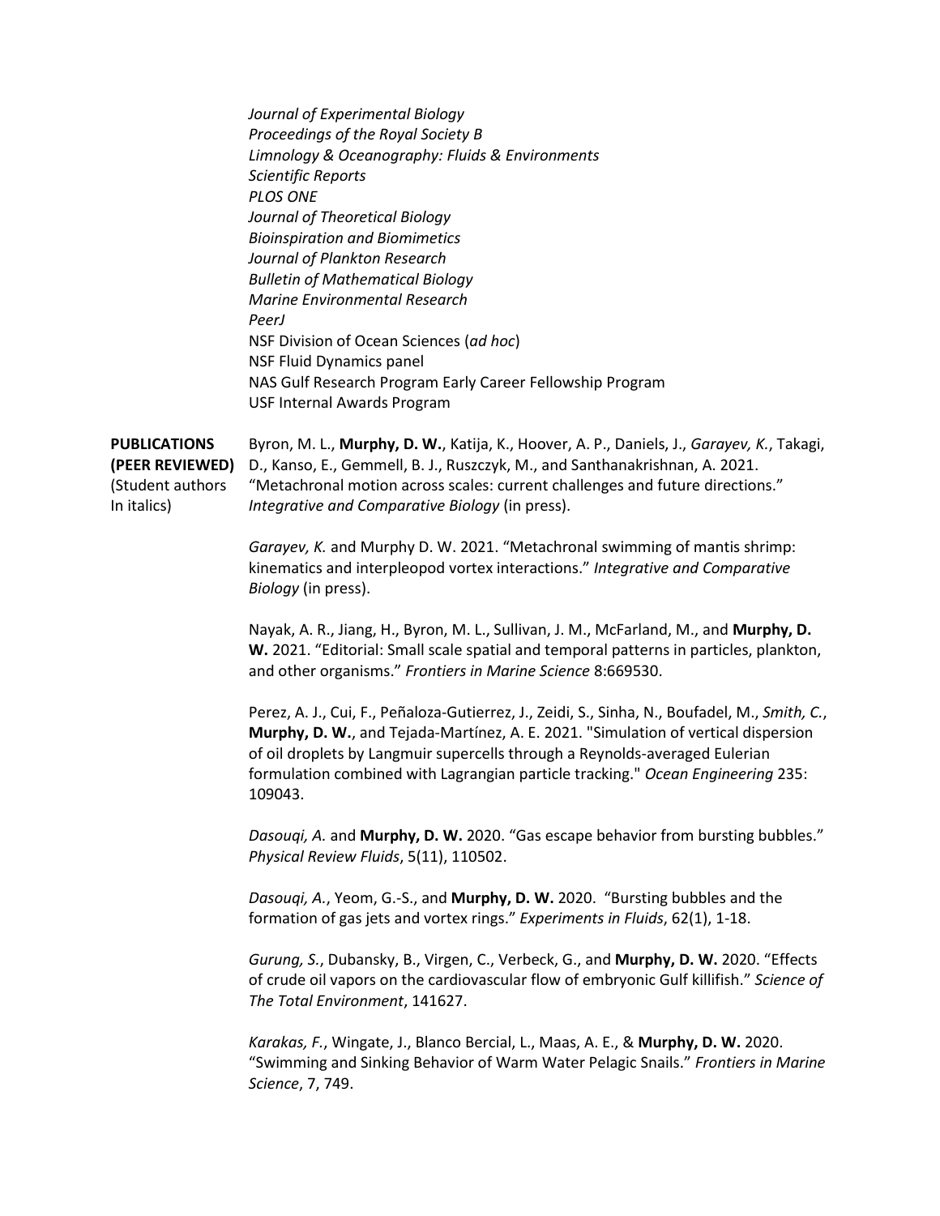*Journal of Experimental Biology*
*Proceedings of the Royal Society B*
*Limnology & Oceanography: Fluids & Environments*
*Scientific Reports*
*PLOS ONE*
*Journal of Theoretical Biology*
*Bioinspiration and Biomimetics*
*Journal of Plankton Research*
*Bulletin of Mathematical Biology*
*Marine Environmental Research*
*PeerJ*
NSF Division of Ocean Sciences (*ad hoc*)
NSF Fluid Dynamics panel
NAS Gulf Research Program Early Career Fellowship Program
USF Internal Awards Program

**PUBLICATIONS (PEER REVIEWED)**
(Student authors In italics)

Byron, M. L., **Murphy, D. W.**, Katija, K., Hoover, A. P., Daniels, J., *Garayev, K.*, Takagi, D., Kanso, E., Gemmell, B. J., Ruszczyk, M., and Santhanakrishnan, A. 2021. "Metachronal motion across scales: current challenges and future directions." *Integrative and Comparative Biology* (in press).

*Garayev, K.* and Murphy D. W. 2021. "Metachronal swimming of mantis shrimp: kinematics and interpleopod vortex interactions." *Integrative and Comparative Biology* (in press).

Nayak, A. R., Jiang, H., Byron, M. L., Sullivan, J. M., McFarland, M., and **Murphy, D. W.** 2021. "Editorial: Small scale spatial and temporal patterns in particles, plankton, and other organisms." *Frontiers in Marine Science* 8:669530.

Perez, A. J., Cui, F., Peñaloza-Gutierrez, J., Zeidi, S., Sinha, N., Boufadel, M., *Smith, C.*, **Murphy, D. W.**, and Tejada-Martínez, A. E. 2021. "Simulation of vertical dispersion of oil droplets by Langmuir supercells through a Reynolds-averaged Eulerian formulation combined with Lagrangian particle tracking." *Ocean Engineering* 235: 109043.

*Dasouqi, A.* and **Murphy, D. W.** 2020. "Gas escape behavior from bursting bubbles." *Physical Review Fluids*, 5(11), 110502.

*Dasouqi, A.*, Yeom, G.-S., and **Murphy, D. W.** 2020. "Bursting bubbles and the formation of gas jets and vortex rings." *Experiments in Fluids*, 62(1), 1-18.

*Gurung, S.*, Dubansky, B., Virgen, C., Verbeck, G., and **Murphy, D. W.** 2020. "Effects of crude oil vapors on the cardiovascular flow of embryonic Gulf killifish." *Science of The Total Environment*, 141627.

*Karakas, F.*, Wingate, J., Blanco Bercial, L., Maas, A. E., & **Murphy, D. W.** 2020. "Swimming and Sinking Behavior of Warm Water Pelagic Snails." *Frontiers in Marine Science*, 7, 749.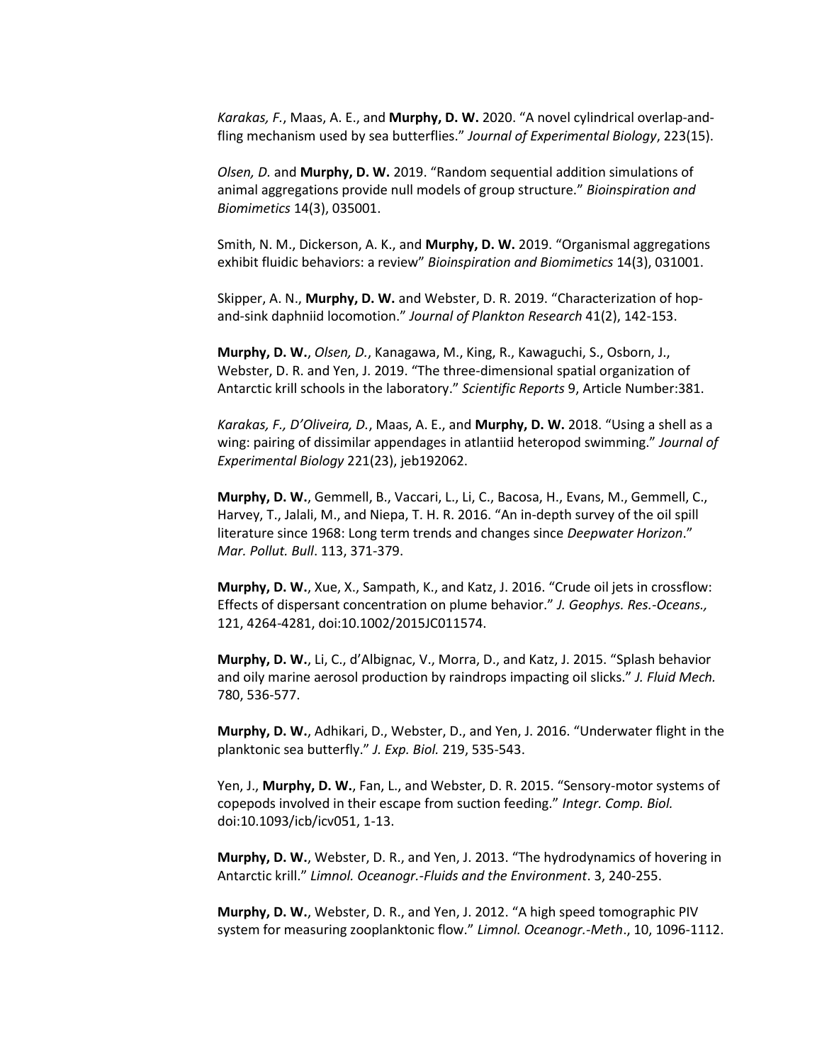*Karakas, F.*, Maas, A. E., and **Murphy, D. W.** 2020. “A novel cylindrical overlap-and-fling mechanism used by sea butterflies.” *Journal of Experimental Biology*, 223(15).

*Olsen, D.* and **Murphy, D. W.** 2019. “Random sequential addition simulations of animal aggregations provide null models of group structure.” *Bioinspiration and Biomimetics* 14(3), 035001.

Smith, N. M., Dickerson, A. K., and **Murphy, D. W.** 2019. “Organismal aggregations exhibit fluidic behaviors: a review” *Bioinspiration and Biomimetics* 14(3), 031001.

Skipper, A. N., **Murphy, D. W.** and Webster, D. R. 2019. “Characterization of hop-and-sink daphniid locomotion.” *Journal of Plankton Research* 41(2), 142-153.

**Murphy, D. W.**, *Olsen, D.*, Kanagawa, M., King, R., Kawaguchi, S., Osborn, J., Webster, D. R. and Yen, J. 2019. “The three-dimensional spatial organization of Antarctic krill schools in the laboratory.” *Scientific Reports* 9, Article Number:381.

*Karakas, F., D’Oliveira, D.*, Maas, A. E., and **Murphy, D. W.** 2018. “Using a shell as a wing: pairing of dissimilar appendages in atlantiid heteropod swimming.” *Journal of Experimental Biology* 221(23), jeb192062.

**Murphy, D. W.**, Gemmell, B., Vaccari, L., Li, C., Bacosa, H., Evans, M., Gemmell, C., Harvey, T., Jalali, M., and Niepa, T. H. R. 2016. “An in-depth survey of the oil spill literature since 1968: Long term trends and changes since *Deepwater Horizon*.” *Mar. Pollut. Bull*. 113, 371-379.

**Murphy, D. W.**, Xue, X., Sampath, K., and Katz, J. 2016. “Crude oil jets in crossflow: Effects of dispersant concentration on plume behavior.” *J. Geophys. Res.-Oceans.,* 121, 4264-4281, doi:10.1002/2015JC011574.

**Murphy, D. W.**, Li, C., d’Albignac, V., Morra, D., and Katz, J. 2015. “Splash behavior and oily marine aerosol production by raindrops impacting oil slicks.” *J. Fluid Mech.* 780, 536-577.

**Murphy, D. W.**, Adhikari, D., Webster, D., and Yen, J. 2016. “Underwater flight in the planktonic sea butterfly.” *J. Exp. Biol.* 219, 535-543.

Yen, J., **Murphy, D. W.**, Fan, L., and Webster, D. R. 2015. “Sensory-motor systems of copepods involved in their escape from suction feeding.” *Integr. Comp. Biol.* doi:10.1093/icb/icv051, 1-13.

**Murphy, D. W.**, Webster, D. R., and Yen, J. 2013. “The hydrodynamics of hovering in Antarctic krill.” *Limnol. Oceanogr.-Fluids and the Environment*. 3, 240-255.

**Murphy, D. W.**, Webster, D. R., and Yen, J. 2012. “A high speed tomographic PIV system for measuring zooplanktonic flow.” *Limnol. Oceanogr.-Meth*., 10, 1096-1112.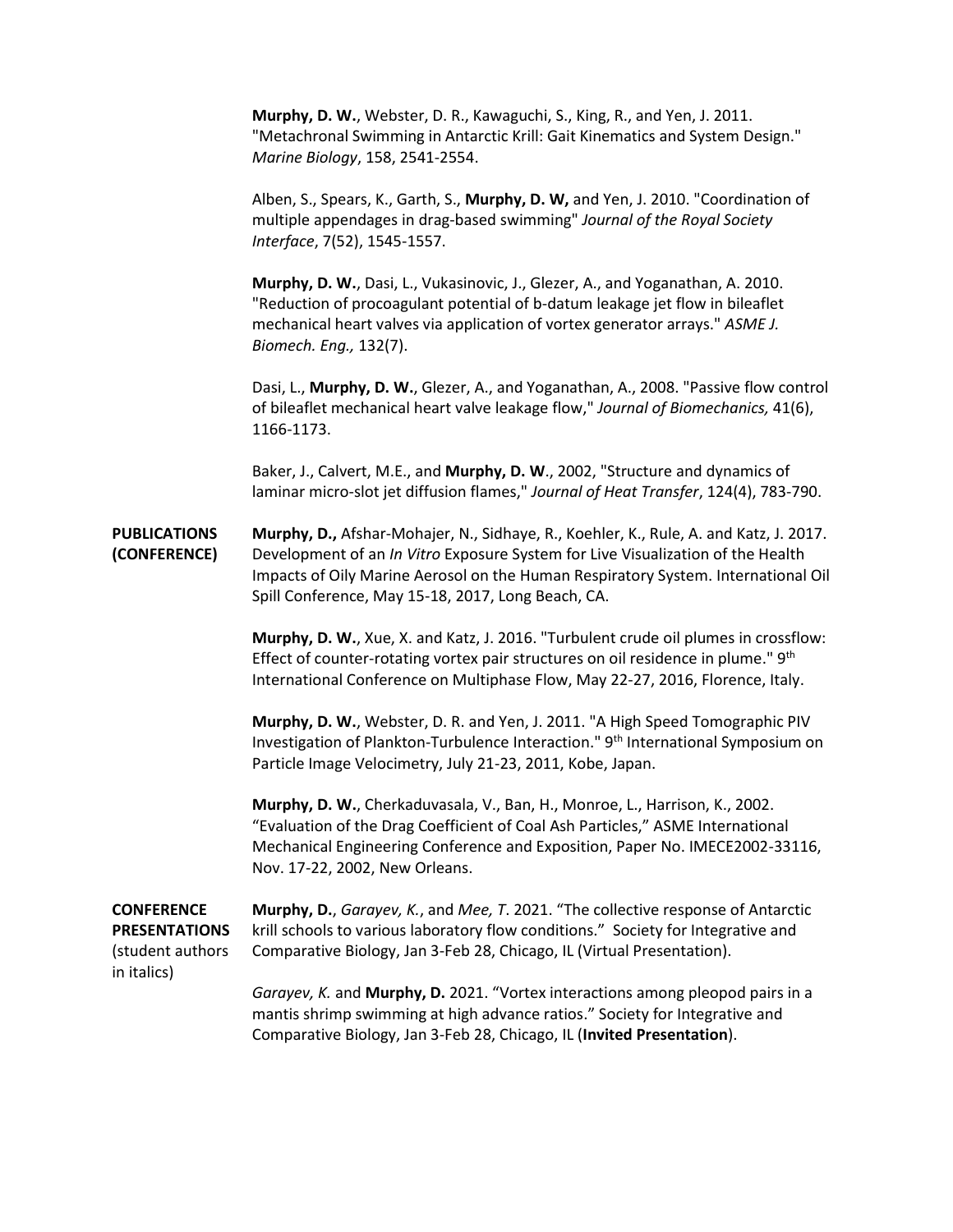**Murphy, D. W.**, Webster, D. R., Kawaguchi, S., King, R., and Yen, J. 2011. "Metachronal Swimming in Antarctic Krill: Gait Kinematics and System Design." *Marine Biology*, 158, 2541-2554.

Alben, S., Spears, K., Garth, S., **Murphy, D. W,** and Yen, J. 2010. "Coordination of multiple appendages in drag-based swimming" *Journal of the Royal Society Interface*, 7(52), 1545-1557.

**Murphy, D. W.**, Dasi, L., Vukasinovic, J., Glezer, A., and Yoganathan, A. 2010. "Reduction of procoagulant potential of b-datum leakage jet flow in bileaflet mechanical heart valves via application of vortex generator arrays." *ASME J. Biomech. Eng.,* 132(7).

Dasi, L., **Murphy, D. W.**, Glezer, A., and Yoganathan, A., 2008. "Passive flow control of bileaflet mechanical heart valve leakage flow," *Journal of Biomechanics,* 41(6), 1166-1173.

Baker, J., Calvert, M.E., and **Murphy, D. W**., 2002, "Structure and dynamics of laminar micro-slot jet diffusion flames," *Journal of Heat Transfer*, 124(4), 783-790.

**PUBLICATIONS (CONFERENCE)**

**Murphy, D.,** Afshar-Mohajer, N., Sidhaye, R., Koehler, K., Rule, A. and Katz, J. 2017. Development of an *In Vitro* Exposure System for Live Visualization of the Health Impacts of Oily Marine Aerosol on the Human Respiratory System. International Oil Spill Conference, May 15-18, 2017, Long Beach, CA.

**Murphy, D. W.**, Xue, X. and Katz, J. 2016. "Turbulent crude oil plumes in crossflow: Effect of counter-rotating vortex pair structures on oil residence in plume." 9th International Conference on Multiphase Flow, May 22-27, 2016, Florence, Italy.

**Murphy, D. W.**, Webster, D. R. and Yen, J. 2011. "A High Speed Tomographic PIV Investigation of Plankton-Turbulence Interaction." 9th International Symposium on Particle Image Velocimetry, July 21-23, 2011, Kobe, Japan.

**Murphy, D. W.**, Cherkaduvasala, V., Ban, H., Monroe, L., Harrison, K., 2002. "Evaluation of the Drag Coefficient of Coal Ash Particles," ASME International Mechanical Engineering Conference and Exposition, Paper No. IMECE2002-33116, Nov. 17-22, 2002, New Orleans.

**CONFERENCE PRESENTATIONS** (student authors in italics)

**Murphy, D.**, *Garayev, K.*, and *Mee, T*. 2021. "The collective response of Antarctic krill schools to various laboratory flow conditions." Society for Integrative and Comparative Biology, Jan 3-Feb 28, Chicago, IL (Virtual Presentation).

*Garayev, K.* and **Murphy, D.** 2021. "Vortex interactions among pleopod pairs in a mantis shrimp swimming at high advance ratios." Society for Integrative and Comparative Biology, Jan 3-Feb 28, Chicago, IL (**Invited Presentation**).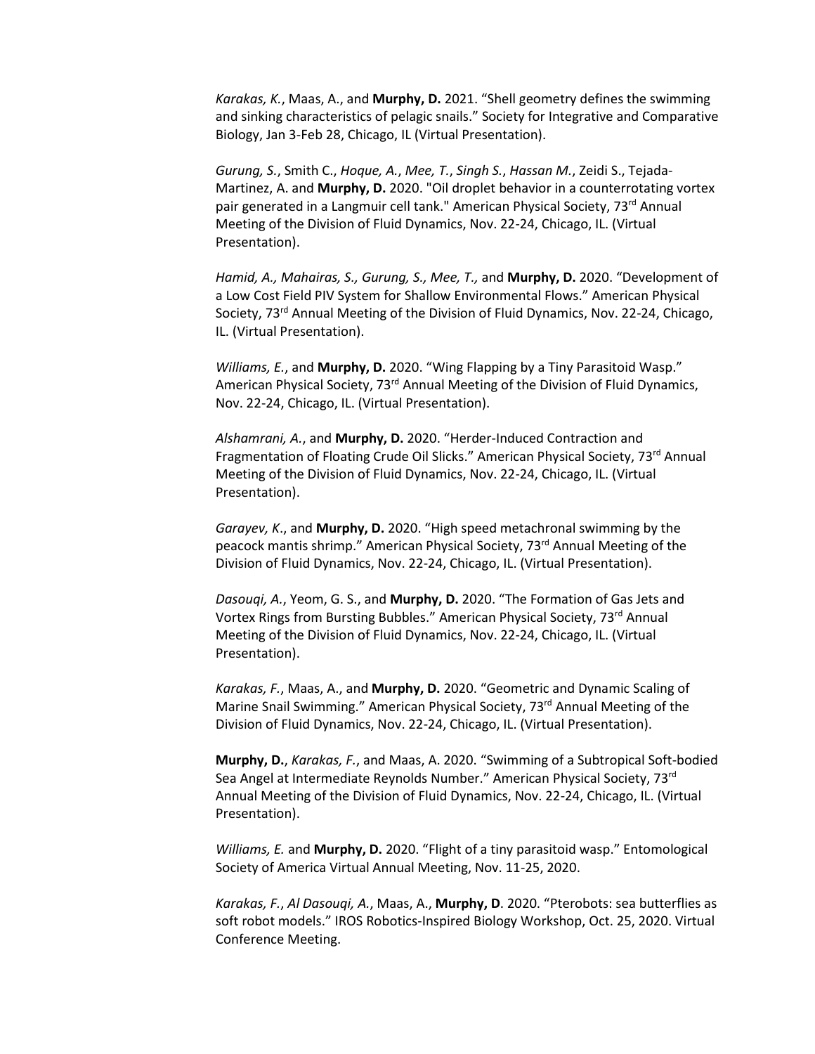*Karakas, K.*, Maas, A., and **Murphy, D.** 2021. “Shell geometry defines the swimming and sinking characteristics of pelagic snails.” Society for Integrative and Comparative Biology, Jan 3-Feb 28, Chicago, IL (Virtual Presentation).

*Gurung, S.*, Smith C., *Hoque, A.*, *Mee, T.*, *Singh S.*, *Hassan M.*, Zeidi S., Tejada-Martinez, A. and **Murphy, D.** 2020. "Oil droplet behavior in a counterrotating vortex pair generated in a Langmuir cell tank." American Physical Society, 73rd Annual Meeting of the Division of Fluid Dynamics, Nov. 22-24, Chicago, IL. (Virtual Presentation).

*Hamid, A., Mahairas, S., Gurung, S., Mee, T.,* and **Murphy, D.** 2020. “Development of a Low Cost Field PIV System for Shallow Environmental Flows.” American Physical Society, 73rd Annual Meeting of the Division of Fluid Dynamics, Nov. 22-24, Chicago, IL. (Virtual Presentation).

*Williams, E.*, and **Murphy, D.** 2020. “Wing Flapping by a Tiny Parasitoid Wasp.” American Physical Society, 73rd Annual Meeting of the Division of Fluid Dynamics, Nov. 22-24, Chicago, IL. (Virtual Presentation).

*Alshamrani, A.*, and **Murphy, D.** 2020. “Herder-Induced Contraction and Fragmentation of Floating Crude Oil Slicks.” American Physical Society, 73rd Annual Meeting of the Division of Fluid Dynamics, Nov. 22-24, Chicago, IL. (Virtual Presentation).

*Garayev, K*., and **Murphy, D.** 2020. “High speed metachronal swimming by the peacock mantis shrimp.” American Physical Society, 73rd Annual Meeting of the Division of Fluid Dynamics, Nov. 22-24, Chicago, IL. (Virtual Presentation).

*Dasouqi, A.*, Yeom, G. S., and **Murphy, D.** 2020. “The Formation of Gas Jets and Vortex Rings from Bursting Bubbles.” American Physical Society, 73rd Annual Meeting of the Division of Fluid Dynamics, Nov. 22-24, Chicago, IL. (Virtual Presentation).

*Karakas, F.*, Maas, A., and **Murphy, D.** 2020. “Geometric and Dynamic Scaling of Marine Snail Swimming.” American Physical Society, 73rd Annual Meeting of the Division of Fluid Dynamics, Nov. 22-24, Chicago, IL. (Virtual Presentation).

**Murphy, D.**, *Karakas, F.*, and Maas, A. 2020. “Swimming of a Subtropical Soft-bodied Sea Angel at Intermediate Reynolds Number.” American Physical Society, 73rd Annual Meeting of the Division of Fluid Dynamics, Nov. 22-24, Chicago, IL. (Virtual Presentation).

*Williams, E.* and **Murphy, D.** 2020. “Flight of a tiny parasitoid wasp.” Entomological Society of America Virtual Annual Meeting, Nov. 11-25, 2020.

*Karakas, F.*, *Al Dasouqi, A.*, Maas, A., **Murphy, D**. 2020. “Pterobots: sea butterflies as soft robot models.” IROS Robotics-Inspired Biology Workshop, Oct. 25, 2020. Virtual Conference Meeting.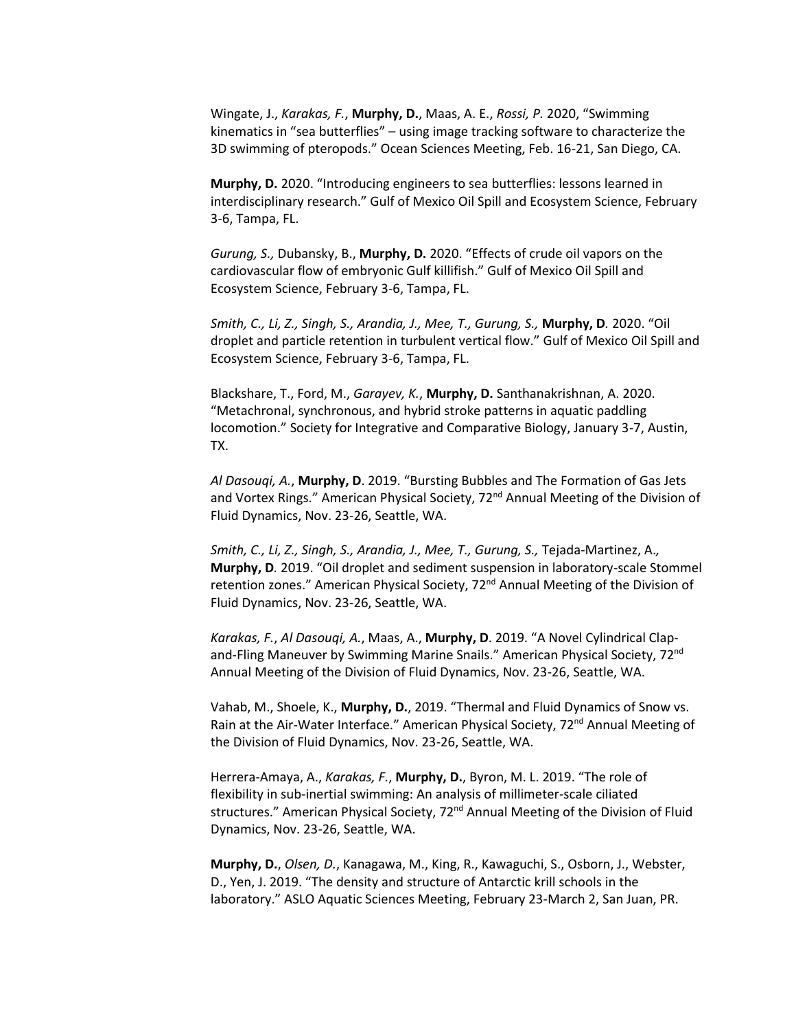Wingate, J., *Karakas, F.*, **Murphy, D.**, Maas, A. E., *Rossi, P.* 2020, "Swimming kinematics in "sea butterflies" – using image tracking software to characterize the 3D swimming of pteropods." Ocean Sciences Meeting, Feb. 16-21, San Diego, CA.

**Murphy, D.** 2020. "Introducing engineers to sea butterflies: lessons learned in interdisciplinary research." Gulf of Mexico Oil Spill and Ecosystem Science, February 3-6, Tampa, FL.

*Gurung, S.,* Dubansky, B., **Murphy, D.** 2020. "Effects of crude oil vapors on the cardiovascular flow of embryonic Gulf killifish." Gulf of Mexico Oil Spill and Ecosystem Science, February 3-6, Tampa, FL.

*Smith, C., Li, Z., Singh, S., Arandia, J., Mee, T., Gurung, S.,* **Murphy, D**. 2020. "Oil droplet and particle retention in turbulent vertical flow." Gulf of Mexico Oil Spill and Ecosystem Science, February 3-6, Tampa, FL.

Blackshare, T., Ford, M., *Garayev, K.*, **Murphy, D.** Santhanakrishnan, A. 2020. "Metachronal, synchronous, and hybrid stroke patterns in aquatic paddling locomotion." Society for Integrative and Comparative Biology, January 3-7, Austin, TX.

*Al Dasouqi, A.*, **Murphy, D**. 2019. "Bursting Bubbles and The Formation of Gas Jets and Vortex Rings." American Physical Society, 72nd Annual Meeting of the Division of Fluid Dynamics, Nov. 23-26, Seattle, WA.

*Smith, C., Li, Z., Singh, S., Arandia, J., Mee, T., Gurung, S.,* Tejada-Martinez, A*.,* **Murphy, D**. 2019. "Oil droplet and sediment suspension in laboratory-scale Stommel retention zones." American Physical Society, 72nd Annual Meeting of the Division of Fluid Dynamics, Nov. 23-26, Seattle, WA.

*Karakas, F.*, *Al Dasouqi, A.*, Maas, A., **Murphy, D**. 2019. "A Novel Cylindrical Clap-and-Fling Maneuver by Swimming Marine Snails." American Physical Society, 72nd Annual Meeting of the Division of Fluid Dynamics, Nov. 23-26, Seattle, WA.

Vahab, M., Shoele, K., **Murphy, D.**, 2019. "Thermal and Fluid Dynamics of Snow vs. Rain at the Air-Water Interface." American Physical Society, 72nd Annual Meeting of the Division of Fluid Dynamics, Nov. 23-26, Seattle, WA.

Herrera-Amaya, A., *Karakas, F.*, **Murphy, D.**, Byron, M. L. 2019. "The role of flexibility in sub-inertial swimming: An analysis of millimeter-scale ciliated structures." American Physical Society, 72nd Annual Meeting of the Division of Fluid Dynamics, Nov. 23-26, Seattle, WA.

**Murphy, D.**, *Olsen, D.*, Kanagawa, M., King, R., Kawaguchi, S., Osborn, J., Webster, D., Yen, J. 2019. "The density and structure of Antarctic krill schools in the laboratory." ASLO Aquatic Sciences Meeting, February 23-March 2, San Juan, PR.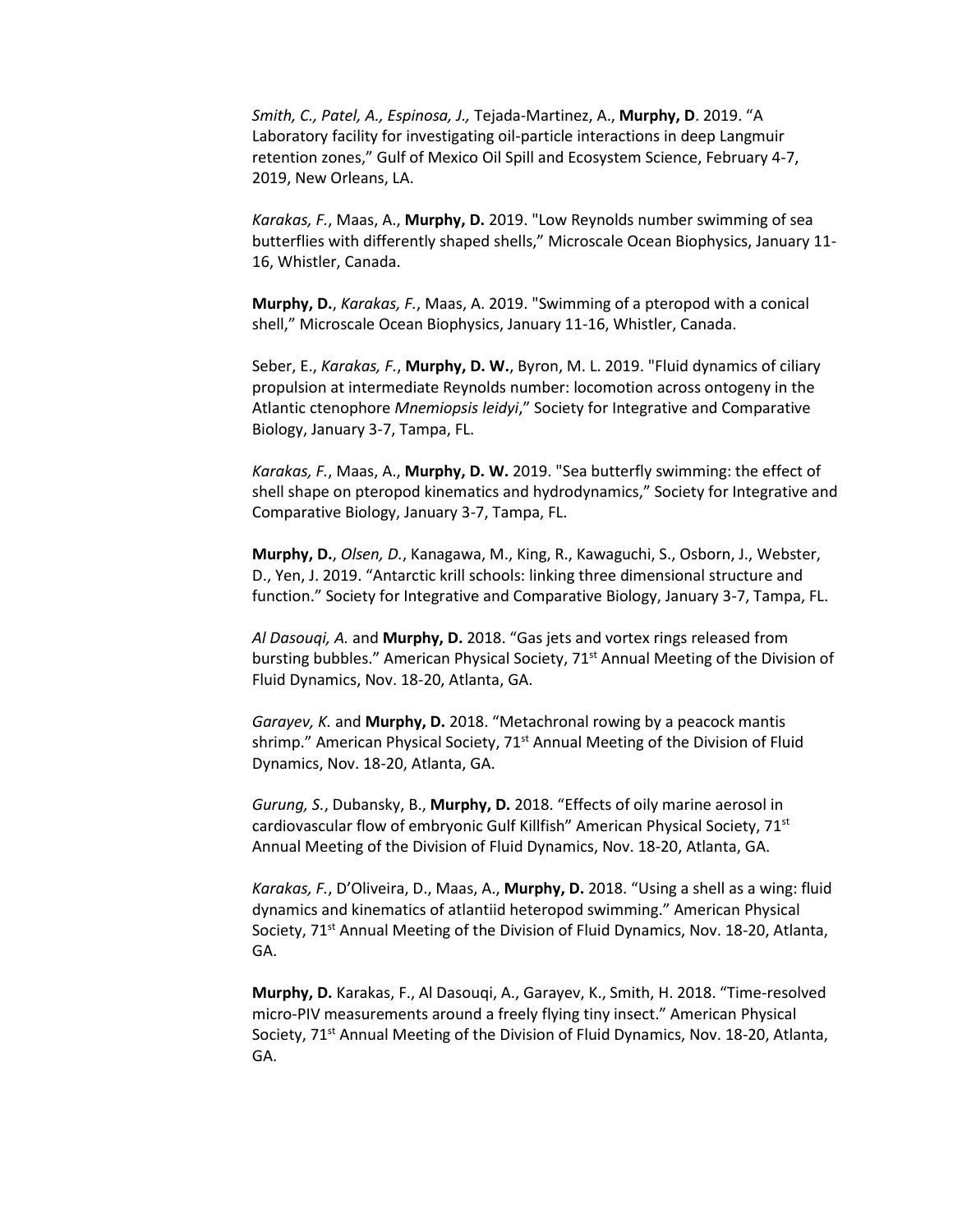*Smith, C., Patel, A., Espinosa, J.,* Tejada-Martinez, A., **Murphy, D**. 2019. "A Laboratory facility for investigating oil-particle interactions in deep Langmuir retention zones," Gulf of Mexico Oil Spill and Ecosystem Science, February 4-7, 2019, New Orleans, LA.

*Karakas, F.*, Maas, A., **Murphy, D.** 2019. "Low Reynolds number swimming of sea butterflies with differently shaped shells," Microscale Ocean Biophysics, January 11-16, Whistler, Canada.

**Murphy, D.**, *Karakas, F.*, Maas, A. 2019. "Swimming of a pteropod with a conical shell," Microscale Ocean Biophysics, January 11-16, Whistler, Canada.

Seber, E., *Karakas, F.*, **Murphy, D. W.**, Byron, M. L. 2019. "Fluid dynamics of ciliary propulsion at intermediate Reynolds number: locomotion across ontogeny in the Atlantic ctenophore *Mnemiopsis leidyi*," Society for Integrative and Comparative Biology, January 3-7, Tampa, FL.

*Karakas, F.*, Maas, A., **Murphy, D. W.** 2019. "Sea butterfly swimming: the effect of shell shape on pteropod kinematics and hydrodynamics," Society for Integrative and Comparative Biology, January 3-7, Tampa, FL.

**Murphy, D.**, *Olsen, D.*, Kanagawa, M., King, R., Kawaguchi, S., Osborn, J., Webster, D., Yen, J. 2019. "Antarctic krill schools: linking three dimensional structure and function." Society for Integrative and Comparative Biology, January 3-7, Tampa, FL.

*Al Dasouqi, A.* and **Murphy, D.** 2018. "Gas jets and vortex rings released from bursting bubbles." American Physical Society, 71st Annual Meeting of the Division of Fluid Dynamics, Nov. 18-20, Atlanta, GA.

*Garayev, K.* and **Murphy, D.** 2018. "Metachronal rowing by a peacock mantis shrimp." American Physical Society, 71st Annual Meeting of the Division of Fluid Dynamics, Nov. 18-20, Atlanta, GA.

*Gurung, S.*, Dubansky, B., **Murphy, D.** 2018. "Effects of oily marine aerosol in cardiovascular flow of embryonic Gulf Killfish" American Physical Society, 71st Annual Meeting of the Division of Fluid Dynamics, Nov. 18-20, Atlanta, GA.

*Karakas, F.*, D'Oliveira, D., Maas, A., **Murphy, D.** 2018. "Using a shell as a wing: fluid dynamics and kinematics of atlantiid heteropod swimming." American Physical Society, 71st Annual Meeting of the Division of Fluid Dynamics, Nov. 18-20, Atlanta, GA.

**Murphy, D.** Karakas, F., Al Dasouqi, A., Garayev, K., Smith, H. 2018. "Time-resolved micro-PIV measurements around a freely flying tiny insect." American Physical Society, 71st Annual Meeting of the Division of Fluid Dynamics, Nov. 18-20, Atlanta, GA.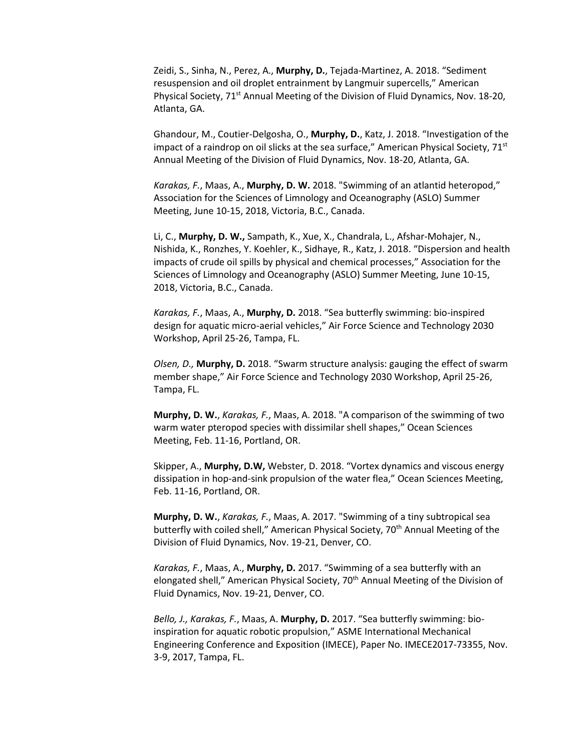Zeidi, S., Sinha, N., Perez, A., **Murphy, D.**, Tejada-Martinez, A. 2018. “Sediment resuspension and oil droplet entrainment by Langmuir supercells,” American Physical Society, 71st Annual Meeting of the Division of Fluid Dynamics, Nov. 18-20, Atlanta, GA.

Ghandour, M., Coutier-Delgosha, O., **Murphy, D.**, Katz, J. 2018. “Investigation of the impact of a raindrop on oil slicks at the sea surface,” American Physical Society, 71st Annual Meeting of the Division of Fluid Dynamics, Nov. 18-20, Atlanta, GA.

*Karakas, F.*, Maas, A., **Murphy, D. W.** 2018. "Swimming of an atlantid heteropod," Association for the Sciences of Limnology and Oceanography (ASLO) Summer Meeting, June 10-15, 2018, Victoria, B.C., Canada.

Li, C., **Murphy, D. W.,** Sampath, K., Xue, X., Chandrala, L., Afshar-Mohajer, N., Nishida, K., Ronzhes, Y. Koehler, K., Sidhaye, R., Katz, J. 2018. “Dispersion and health impacts of crude oil spills by physical and chemical processes,” Association for the Sciences of Limnology and Oceanography (ASLO) Summer Meeting, June 10-15, 2018, Victoria, B.C., Canada.

*Karakas, F.*, Maas, A., **Murphy, D.** 2018. “Sea butterfly swimming: bio-inspired design for aquatic micro-aerial vehicles,” Air Force Science and Technology 2030 Workshop, April 25-26, Tampa, FL.

*Olsen, D.,* **Murphy, D.** 2018. “Swarm structure analysis: gauging the effect of swarm member shape,” Air Force Science and Technology 2030 Workshop, April 25-26, Tampa, FL.

**Murphy, D. W.**, *Karakas, F.*, Maas, A. 2018. "A comparison of the swimming of two warm water pteropod species with dissimilar shell shapes," Ocean Sciences Meeting, Feb. 11-16, Portland, OR.

Skipper, A., **Murphy, D.W,** Webster, D. 2018. “Vortex dynamics and viscous energy dissipation in hop-and-sink propulsion of the water flea,” Ocean Sciences Meeting, Feb. 11-16, Portland, OR.

**Murphy, D. W.**, *Karakas, F.*, Maas, A. 2017. "Swimming of a tiny subtropical sea butterfly with coiled shell," American Physical Society, 70th Annual Meeting of the Division of Fluid Dynamics, Nov. 19-21, Denver, CO.

*Karakas, F.*, Maas, A., **Murphy, D.** 2017. “Swimming of a sea butterfly with an elongated shell,” American Physical Society, 70th Annual Meeting of the Division of Fluid Dynamics, Nov. 19-21, Denver, CO.

*Bello, J., Karakas, F.*, Maas, A. **Murphy, D.** 2017. “Sea butterfly swimming: bio-inspiration for aquatic robotic propulsion,” ASME International Mechanical Engineering Conference and Exposition (IMECE), Paper No. IMECE2017-73355, Nov. 3-9, 2017, Tampa, FL.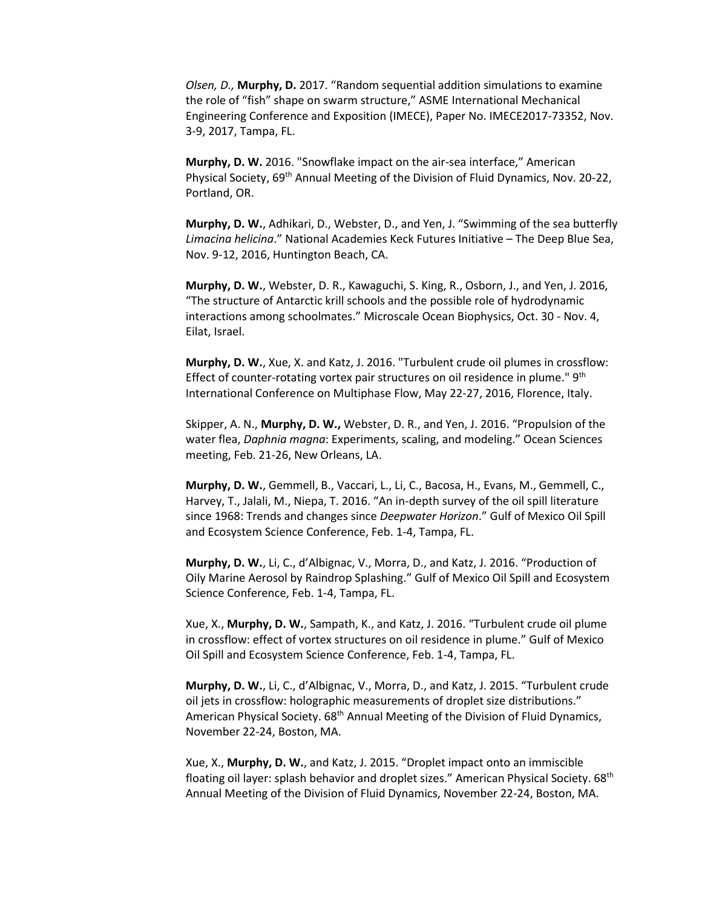*Olsen, D.,* **Murphy, D.** 2017. “Random sequential addition simulations to examine the role of “fish” shape on swarm structure,” ASME International Mechanical Engineering Conference and Exposition (IMECE), Paper No. IMECE2017-73352, Nov. 3-9, 2017, Tampa, FL.

**Murphy, D. W.** 2016. "Snowflake impact on the air-sea interface,” American Physical Society, 69th Annual Meeting of the Division of Fluid Dynamics, Nov. 20-22, Portland, OR.

**Murphy, D. W.**, Adhikari, D., Webster, D., and Yen, J. “Swimming of the sea butterfly *Limacina helicina*.” National Academies Keck Futures Initiative – The Deep Blue Sea, Nov. 9-12, 2016, Huntington Beach, CA.

**Murphy, D. W.**, Webster, D. R., Kawaguchi, S. King, R., Osborn, J., and Yen, J. 2016, “The structure of Antarctic krill schools and the possible role of hydrodynamic interactions among schoolmates.” Microscale Ocean Biophysics, Oct. 30 - Nov. 4, Eilat, Israel.

**Murphy, D. W.**, Xue, X. and Katz, J. 2016. "Turbulent crude oil plumes in crossflow: Effect of counter-rotating vortex pair structures on oil residence in plume." 9th International Conference on Multiphase Flow, May 22-27, 2016, Florence, Italy.

Skipper, A. N., **Murphy, D. W.,** Webster, D. R., and Yen, J. 2016. “Propulsion of the water flea, *Daphnia magna*: Experiments, scaling, and modeling.” Ocean Sciences meeting, Feb. 21-26, New Orleans, LA.

**Murphy, D. W.**, Gemmell, B., Vaccari, L., Li, C., Bacosa, H., Evans, M., Gemmell, C., Harvey, T., Jalali, M., Niepa, T. 2016. “An in-depth survey of the oil spill literature since 1968: Trends and changes since *Deepwater Horizon*.” Gulf of Mexico Oil Spill and Ecosystem Science Conference, Feb. 1-4, Tampa, FL.

**Murphy, D. W.**, Li, C., d’Albignac, V., Morra, D., and Katz, J. 2016. “Production of Oily Marine Aerosol by Raindrop Splashing.” Gulf of Mexico Oil Spill and Ecosystem Science Conference, Feb. 1-4, Tampa, FL.

Xue, X., **Murphy, D. W.**, Sampath, K., and Katz, J. 2016. “Turbulent crude oil plume in crossflow: effect of vortex structures on oil residence in plume.” Gulf of Mexico Oil Spill and Ecosystem Science Conference, Feb. 1-4, Tampa, FL.

**Murphy, D. W.**, Li, C., d’Albignac, V., Morra, D., and Katz, J. 2015. “Turbulent crude oil jets in crossflow: holographic measurements of droplet size distributions.” American Physical Society. 68th Annual Meeting of the Division of Fluid Dynamics, November 22-24, Boston, MA.

Xue, X., **Murphy, D. W.**, and Katz, J. 2015. “Droplet impact onto an immiscible floating oil layer: splash behavior and droplet sizes.” American Physical Society. 68th Annual Meeting of the Division of Fluid Dynamics, November 22-24, Boston, MA.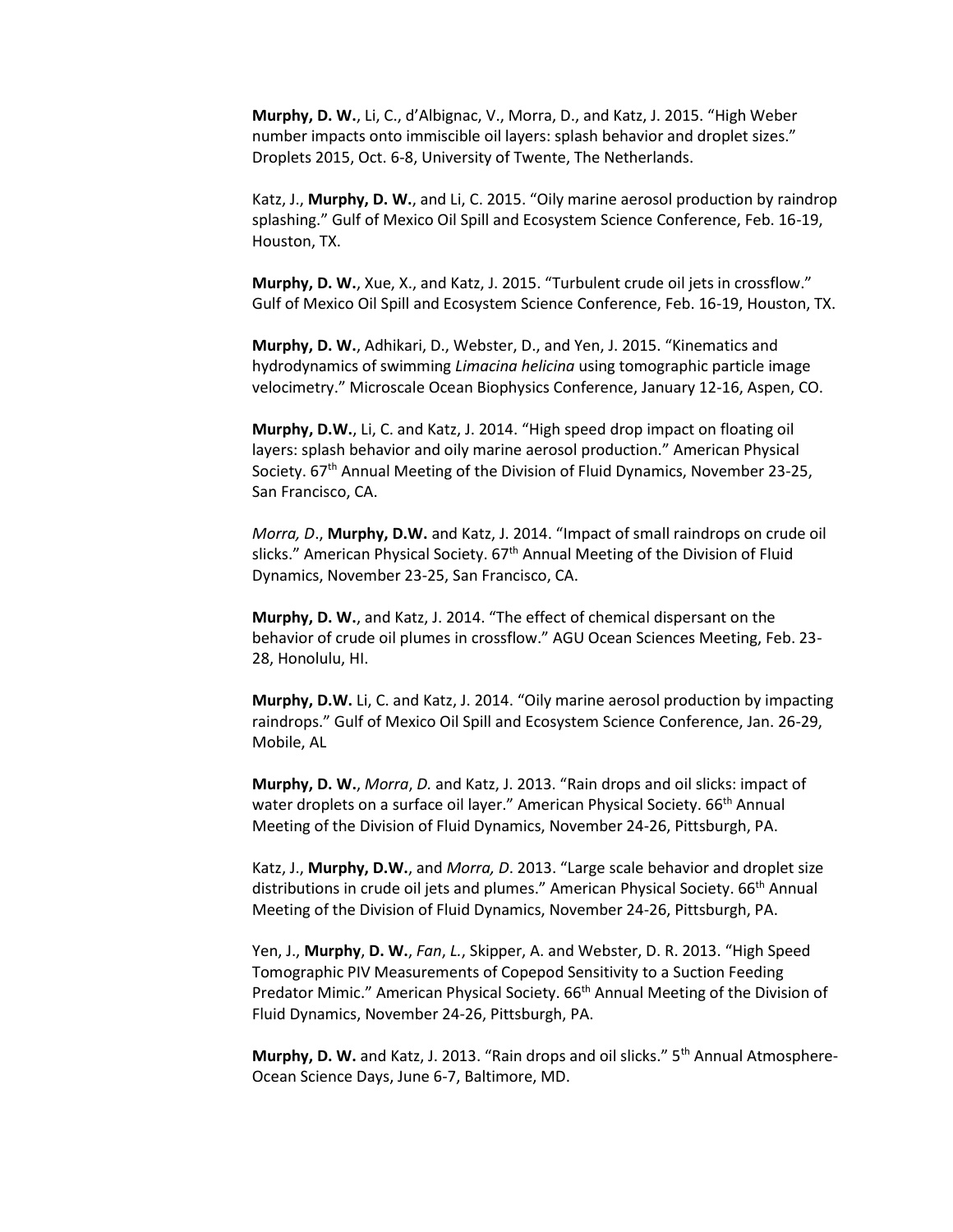**Murphy, D. W.**, Li, C., d'Albignac, V., Morra, D., and Katz, J. 2015. "High Weber number impacts onto immiscible oil layers: splash behavior and droplet sizes." Droplets 2015, Oct. 6-8, University of Twente, The Netherlands.

Katz, J., **Murphy, D. W.**, and Li, C. 2015. "Oily marine aerosol production by raindrop splashing." Gulf of Mexico Oil Spill and Ecosystem Science Conference, Feb. 16-19, Houston, TX.

**Murphy, D. W.**, Xue, X., and Katz, J. 2015. "Turbulent crude oil jets in crossflow." Gulf of Mexico Oil Spill and Ecosystem Science Conference, Feb. 16-19, Houston, TX.

**Murphy, D. W.**, Adhikari, D., Webster, D., and Yen, J. 2015. "Kinematics and hydrodynamics of swimming *Limacina helicina* using tomographic particle image velocimetry." Microscale Ocean Biophysics Conference, January 12-16, Aspen, CO.

**Murphy, D.W.**, Li, C. and Katz, J. 2014. "High speed drop impact on floating oil layers: splash behavior and oily marine aerosol production." American Physical Society. 67th Annual Meeting of the Division of Fluid Dynamics, November 23-25, San Francisco, CA.

*Morra, D*., **Murphy, D.W.** and Katz, J. 2014. "Impact of small raindrops on crude oil slicks." American Physical Society. 67th Annual Meeting of the Division of Fluid Dynamics, November 23-25, San Francisco, CA.

**Murphy, D. W.**, and Katz, J. 2014. "The effect of chemical dispersant on the behavior of crude oil plumes in crossflow." AGU Ocean Sciences Meeting, Feb. 23-28, Honolulu, HI.

**Murphy, D.W.** Li, C. and Katz, J. 2014. "Oily marine aerosol production by impacting raindrops." Gulf of Mexico Oil Spill and Ecosystem Science Conference, Jan. 26-29, Mobile, AL

**Murphy, D. W.**, *Morra*, *D.* and Katz, J. 2013. "Rain drops and oil slicks: impact of water droplets on a surface oil layer." American Physical Society. 66th Annual Meeting of the Division of Fluid Dynamics, November 24-26, Pittsburgh, PA.

Katz, J., **Murphy, D.W.**, and *Morra, D*. 2013. "Large scale behavior and droplet size distributions in crude oil jets and plumes." American Physical Society. 66th Annual Meeting of the Division of Fluid Dynamics, November 24-26, Pittsburgh, PA.

Yen, J., **Murphy**, **D. W.**, *Fan*, *L.*, Skipper, A. and Webster, D. R. 2013. "High Speed Tomographic PIV Measurements of Copepod Sensitivity to a Suction Feeding Predator Mimic." American Physical Society. 66th Annual Meeting of the Division of Fluid Dynamics, November 24-26, Pittsburgh, PA.

**Murphy, D. W.** and Katz, J. 2013. "Rain drops and oil slicks." 5th Annual Atmosphere-Ocean Science Days, June 6-7, Baltimore, MD.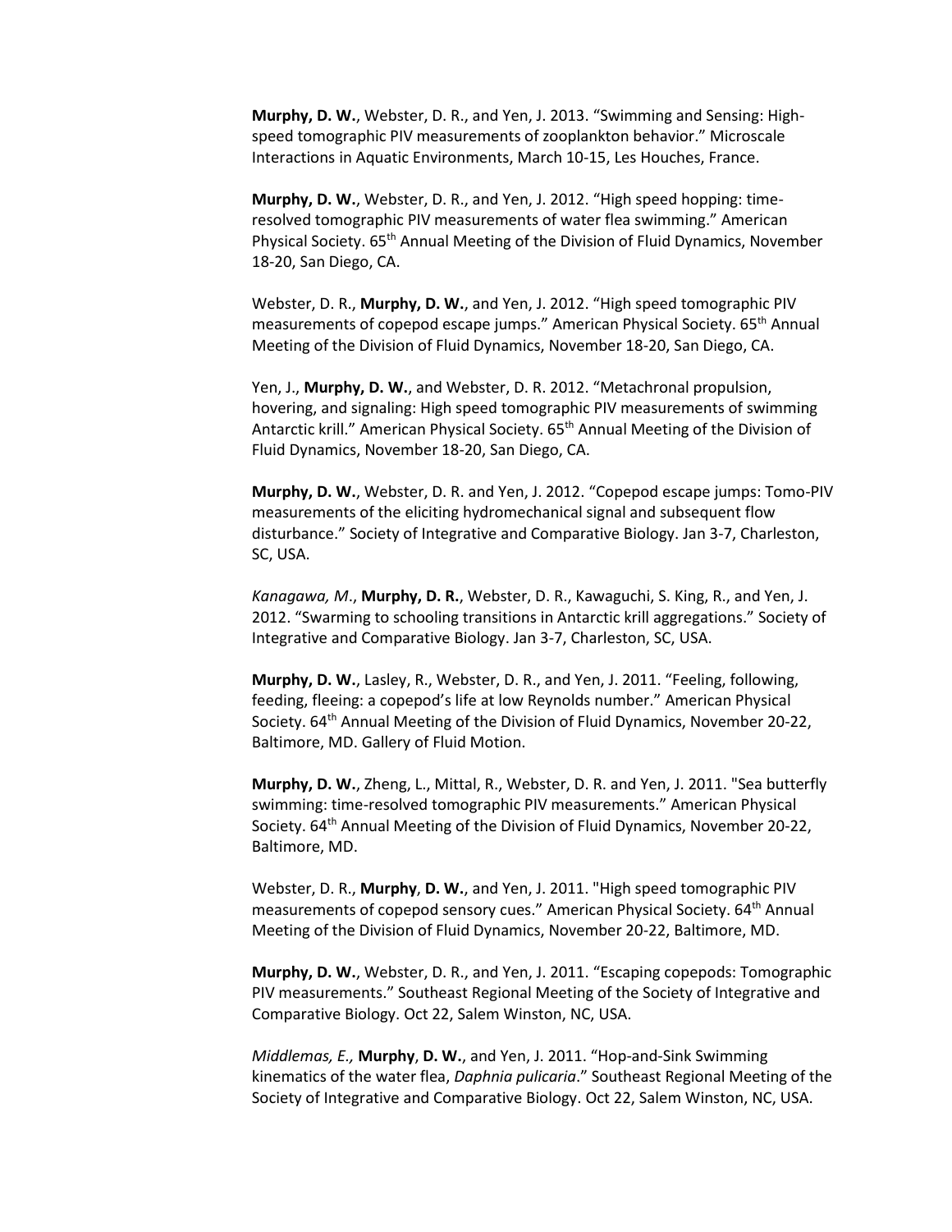**Murphy, D. W.**, Webster, D. R., and Yen, J. 2013. "Swimming and Sensing: High-speed tomographic PIV measurements of zooplankton behavior." Microscale Interactions in Aquatic Environments, March 10-15, Les Houches, France.

**Murphy, D. W.**, Webster, D. R., and Yen, J. 2012. "High speed hopping: time-resolved tomographic PIV measurements of water flea swimming." American Physical Society. 65th Annual Meeting of the Division of Fluid Dynamics, November 18-20, San Diego, CA.

Webster, D. R., **Murphy, D. W.**, and Yen, J. 2012. "High speed tomographic PIV measurements of copepod escape jumps." American Physical Society. 65th Annual Meeting of the Division of Fluid Dynamics, November 18-20, San Diego, CA.

Yen, J., **Murphy, D. W.**, and Webster, D. R. 2012. "Metachronal propulsion, hovering, and signaling: High speed tomographic PIV measurements of swimming Antarctic krill." American Physical Society. 65th Annual Meeting of the Division of Fluid Dynamics, November 18-20, San Diego, CA.

**Murphy, D. W.**, Webster, D. R. and Yen, J. 2012. "Copepod escape jumps: Tomo-PIV measurements of the eliciting hydromechanical signal and subsequent flow disturbance." Society of Integrative and Comparative Biology. Jan 3-7, Charleston, SC, USA.

*Kanagawa, M*., **Murphy, D. R.**, Webster, D. R., Kawaguchi, S. King, R., and Yen, J. 2012. "Swarming to schooling transitions in Antarctic krill aggregations." Society of Integrative and Comparative Biology. Jan 3-7, Charleston, SC, USA.

**Murphy, D. W.**, Lasley, R., Webster, D. R., and Yen, J. 2011. "Feeling, following, feeding, fleeing: a copepod's life at low Reynolds number." American Physical Society. 64th Annual Meeting of the Division of Fluid Dynamics, November 20-22, Baltimore, MD. Gallery of Fluid Motion.

**Murphy, D. W.**, Zheng, L., Mittal, R., Webster, D. R. and Yen, J. 2011. "Sea butterfly swimming: time-resolved tomographic PIV measurements." American Physical Society. 64th Annual Meeting of the Division of Fluid Dynamics, November 20-22, Baltimore, MD.

Webster, D. R., **Murphy**, **D. W.**, and Yen, J. 2011. "High speed tomographic PIV measurements of copepod sensory cues." American Physical Society. 64th Annual Meeting of the Division of Fluid Dynamics, November 20-22, Baltimore, MD.

**Murphy, D. W.**, Webster, D. R., and Yen, J. 2011. "Escaping copepods: Tomographic PIV measurements." Southeast Regional Meeting of the Society of Integrative and Comparative Biology. Oct 22, Salem Winston, NC, USA.

*Middlemas, E.,* **Murphy**, **D. W.**, and Yen, J. 2011. "Hop-and-Sink Swimming kinematics of the water flea, *Daphnia pulicaria*." Southeast Regional Meeting of the Society of Integrative and Comparative Biology. Oct 22, Salem Winston, NC, USA.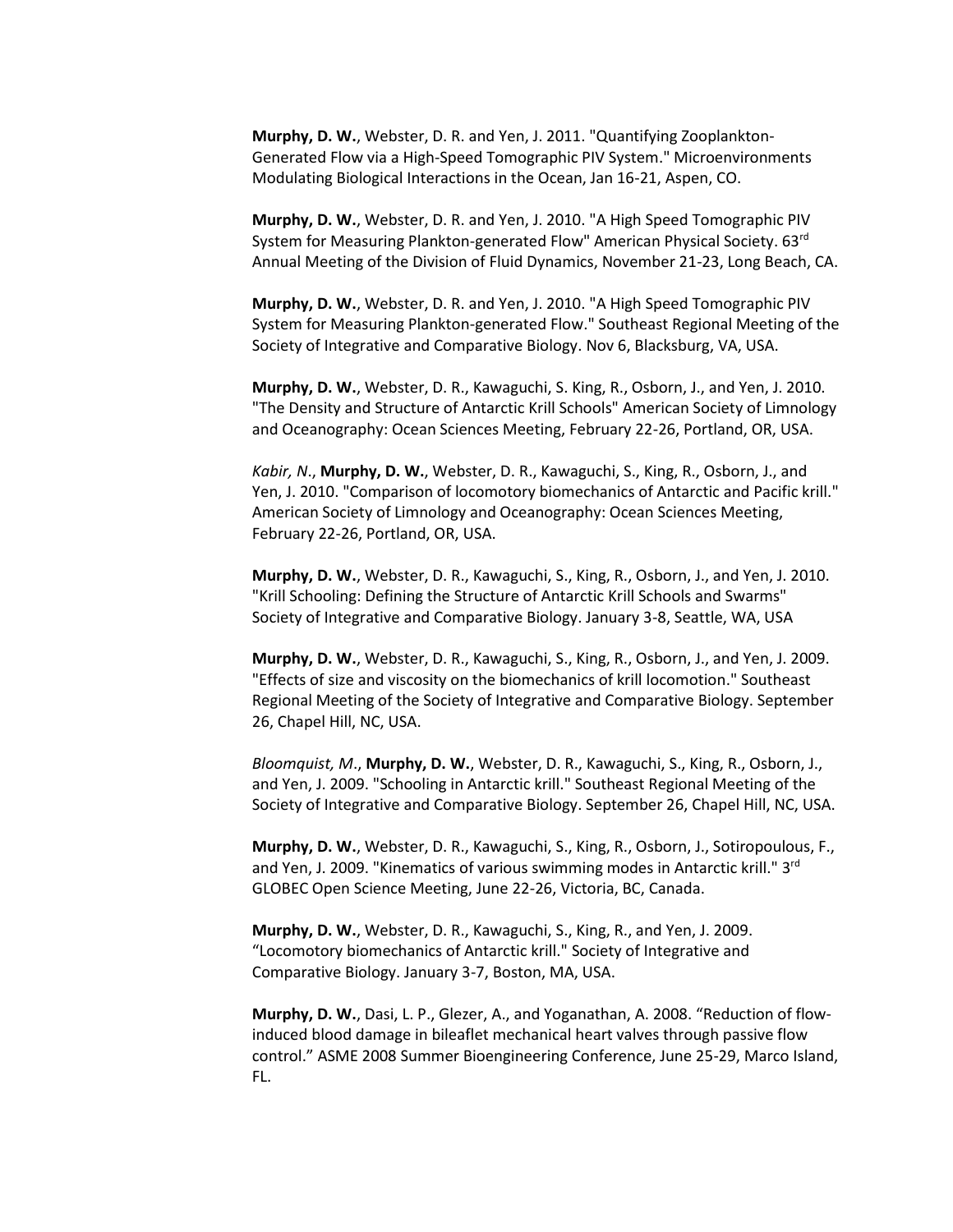**Murphy, D. W.**, Webster, D. R. and Yen, J. 2011. "Quantifying Zooplankton-Generated Flow via a High-Speed Tomographic PIV System." Microenvironments Modulating Biological Interactions in the Ocean, Jan 16-21, Aspen, CO.

**Murphy, D. W.**, Webster, D. R. and Yen, J. 2010. "A High Speed Tomographic PIV System for Measuring Plankton-generated Flow" American Physical Society. 63rd Annual Meeting of the Division of Fluid Dynamics, November 21-23, Long Beach, CA.

**Murphy, D. W.**, Webster, D. R. and Yen, J. 2010. "A High Speed Tomographic PIV System for Measuring Plankton-generated Flow." Southeast Regional Meeting of the Society of Integrative and Comparative Biology. Nov 6, Blacksburg, VA, USA.

**Murphy, D. W.**, Webster, D. R., Kawaguchi, S. King, R., Osborn, J., and Yen, J. 2010. "The Density and Structure of Antarctic Krill Schools" American Society of Limnology and Oceanography: Ocean Sciences Meeting, February 22-26, Portland, OR, USA.

*Kabir, N*., **Murphy, D. W.**, Webster, D. R., Kawaguchi, S., King, R., Osborn, J., and Yen, J. 2010. "Comparison of locomotory biomechanics of Antarctic and Pacific krill." American Society of Limnology and Oceanography: Ocean Sciences Meeting, February 22-26, Portland, OR, USA.

**Murphy, D. W.**, Webster, D. R., Kawaguchi, S., King, R., Osborn, J., and Yen, J. 2010. "Krill Schooling: Defining the Structure of Antarctic Krill Schools and Swarms" Society of Integrative and Comparative Biology. January 3-8, Seattle, WA, USA

**Murphy, D. W.**, Webster, D. R., Kawaguchi, S., King, R., Osborn, J., and Yen, J. 2009. "Effects of size and viscosity on the biomechanics of krill locomotion." Southeast Regional Meeting of the Society of Integrative and Comparative Biology. September 26, Chapel Hill, NC, USA.

*Bloomquist, M*., **Murphy, D. W.**, Webster, D. R., Kawaguchi, S., King, R., Osborn, J., and Yen, J. 2009. "Schooling in Antarctic krill." Southeast Regional Meeting of the Society of Integrative and Comparative Biology. September 26, Chapel Hill, NC, USA.

**Murphy, D. W.**, Webster, D. R., Kawaguchi, S., King, R., Osborn, J., Sotiropoulous, F., and Yen, J. 2009. "Kinematics of various swimming modes in Antarctic krill." 3rd GLOBEC Open Science Meeting, June 22-26, Victoria, BC, Canada.

**Murphy, D. W.**, Webster, D. R., Kawaguchi, S., King, R., and Yen, J. 2009. "Locomotory biomechanics of Antarctic krill." Society of Integrative and Comparative Biology. January 3-7, Boston, MA, USA.

**Murphy, D. W.**, Dasi, L. P., Glezer, A., and Yoganathan, A. 2008. "Reduction of flow-induced blood damage in bileaflet mechanical heart valves through passive flow control." ASME 2008 Summer Bioengineering Conference, June 25-29, Marco Island, FL.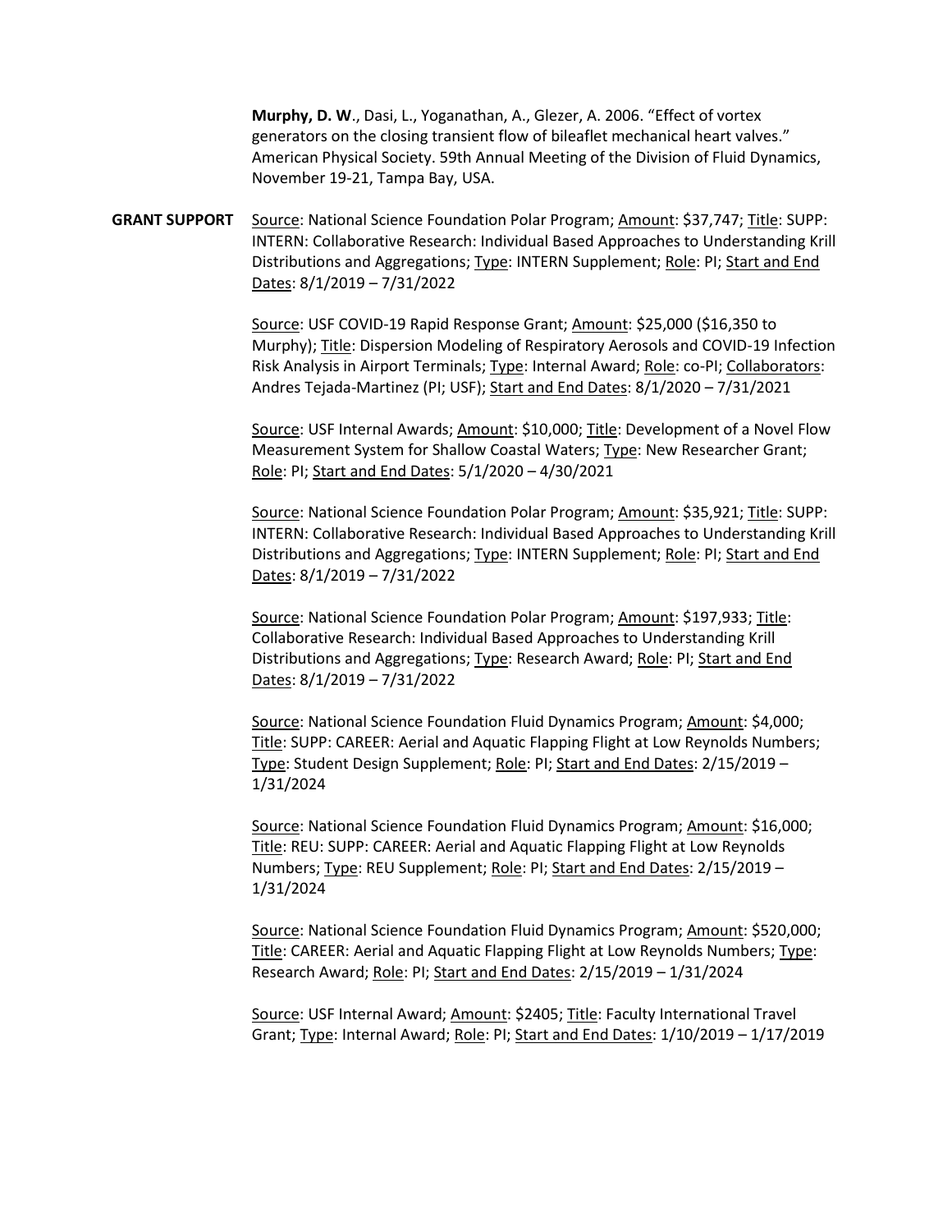**Murphy, D. W**., Dasi, L., Yoganathan, A., Glezer, A. 2006. "Effect of vortex generators on the closing transient flow of bileaflet mechanical heart valves." American Physical Society. 59th Annual Meeting of the Division of Fluid Dynamics, November 19-21, Tampa Bay, USA.

**GRANT SUPPORT**

Source: National Science Foundation Polar Program; Amount: $37,747; Title: SUPP: INTERN: Collaborative Research: Individual Based Approaches to Understanding Krill Distributions and Aggregations; Type: INTERN Supplement; Role: PI; Start and End Dates: 8/1/2019 – 7/31/2022

Source: USF COVID-19 Rapid Response Grant; Amount: $25,000 ($16,350 to Murphy); Title: Dispersion Modeling of Respiratory Aerosols and COVID-19 Infection Risk Analysis in Airport Terminals; Type: Internal Award; Role: co-PI; Collaborators: Andres Tejada-Martinez (PI; USF); Start and End Dates: 8/1/2020 – 7/31/2021

Source: USF Internal Awards; Amount: $10,000; Title: Development of a Novel Flow Measurement System for Shallow Coastal Waters; Type: New Researcher Grant; Role: PI; Start and End Dates: 5/1/2020 – 4/30/2021

Source: National Science Foundation Polar Program; Amount: $35,921; Title: SUPP: INTERN: Collaborative Research: Individual Based Approaches to Understanding Krill Distributions and Aggregations; Type: INTERN Supplement; Role: PI; Start and End Dates: 8/1/2019 – 7/31/2022

Source: National Science Foundation Polar Program; Amount: $197,933; Title: Collaborative Research: Individual Based Approaches to Understanding Krill Distributions and Aggregations; Type: Research Award; Role: PI; Start and End Dates: 8/1/2019 – 7/31/2022

Source: National Science Foundation Fluid Dynamics Program; Amount: $4,000; Title: SUPP: CAREER: Aerial and Aquatic Flapping Flight at Low Reynolds Numbers; Type: Student Design Supplement; Role: PI; Start and End Dates: 2/15/2019 – 1/31/2024

Source: National Science Foundation Fluid Dynamics Program; Amount: $16,000; Title: REU: SUPP: CAREER: Aerial and Aquatic Flapping Flight at Low Reynolds Numbers; Type: REU Supplement; Role: PI; Start and End Dates: 2/15/2019 – 1/31/2024

Source: National Science Foundation Fluid Dynamics Program; Amount: $520,000; Title: CAREER: Aerial and Aquatic Flapping Flight at Low Reynolds Numbers; Type: Research Award; Role: PI; Start and End Dates: 2/15/2019 – 1/31/2024

Source: USF Internal Award; Amount: $2405; Title: Faculty International Travel Grant; Type: Internal Award; Role: PI; Start and End Dates: 1/10/2019 – 1/17/2019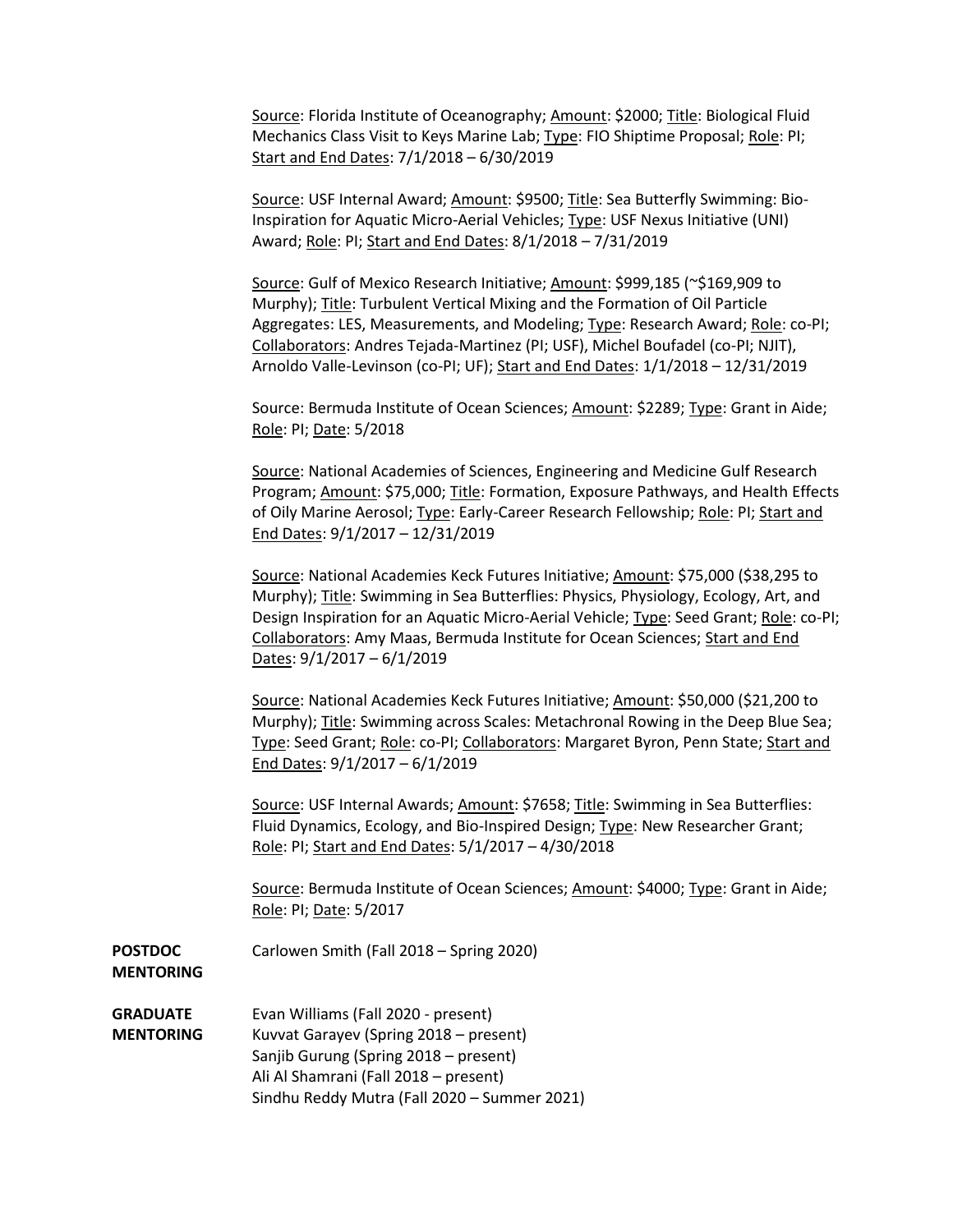Source: Florida Institute of Oceanography; Amount: $2000; Title: Biological Fluid Mechanics Class Visit to Keys Marine Lab; Type: FIO Shiptime Proposal; Role: PI; Start and End Dates: 7/1/2018 – 6/30/2019

Source: USF Internal Award; Amount: $9500; Title: Sea Butterfly Swimming: Bio-Inspiration for Aquatic Micro-Aerial Vehicles; Type: USF Nexus Initiative (UNI) Award; Role: PI; Start and End Dates: 8/1/2018 – 7/31/2019

Source: Gulf of Mexico Research Initiative; Amount: $999,185 (~$169,909 to Murphy); Title: Turbulent Vertical Mixing and the Formation of Oil Particle Aggregates: LES, Measurements, and Modeling; Type: Research Award; Role: co-PI; Collaborators: Andres Tejada-Martinez (PI; USF), Michel Boufadel (co-PI; NJIT), Arnoldo Valle-Levinson (co-PI; UF); Start and End Dates: 1/1/2018 – 12/31/2019

Source: Bermuda Institute of Ocean Sciences; Amount: $2289; Type: Grant in Aide; Role: PI; Date: 5/2018

Source: National Academies of Sciences, Engineering and Medicine Gulf Research Program; Amount: $75,000; Title: Formation, Exposure Pathways, and Health Effects of Oily Marine Aerosol; Type: Early-Career Research Fellowship; Role: PI; Start and End Dates: 9/1/2017 – 12/31/2019

Source: National Academies Keck Futures Initiative; Amount: $75,000 ($38,295 to Murphy); Title: Swimming in Sea Butterflies: Physics, Physiology, Ecology, Art, and Design Inspiration for an Aquatic Micro-Aerial Vehicle; Type: Seed Grant; Role: co-PI; Collaborators: Amy Maas, Bermuda Institute for Ocean Sciences; Start and End Dates: 9/1/2017 – 6/1/2019

Source: National Academies Keck Futures Initiative; Amount: $50,000 ($21,200 to Murphy); Title: Swimming across Scales: Metachronal Rowing in the Deep Blue Sea; Type: Seed Grant; Role: co-PI; Collaborators: Margaret Byron, Penn State; Start and End Dates: 9/1/2017 – 6/1/2019

Source: USF Internal Awards; Amount: $7658; Title: Swimming in Sea Butterflies: Fluid Dynamics, Ecology, and Bio-Inspired Design; Type: New Researcher Grant; Role: PI; Start and End Dates: 5/1/2017 – 4/30/2018

Source: Bermuda Institute of Ocean Sciences; Amount: $4000; Type: Grant in Aide; Role: PI; Date: 5/2017

**POSTDOC MENTORING**

Carlowen Smith (Fall 2018 – Spring 2020)

**GRADUATE MENTORING**

Evan Williams (Fall 2020 - present)
Kuvvat Garayev (Spring 2018 – present)
Sanjib Gurung (Spring 2018 – present)
Ali Al Shamrani (Fall 2018 – present)
Sindhu Reddy Mutra (Fall 2020 – Summer 2021)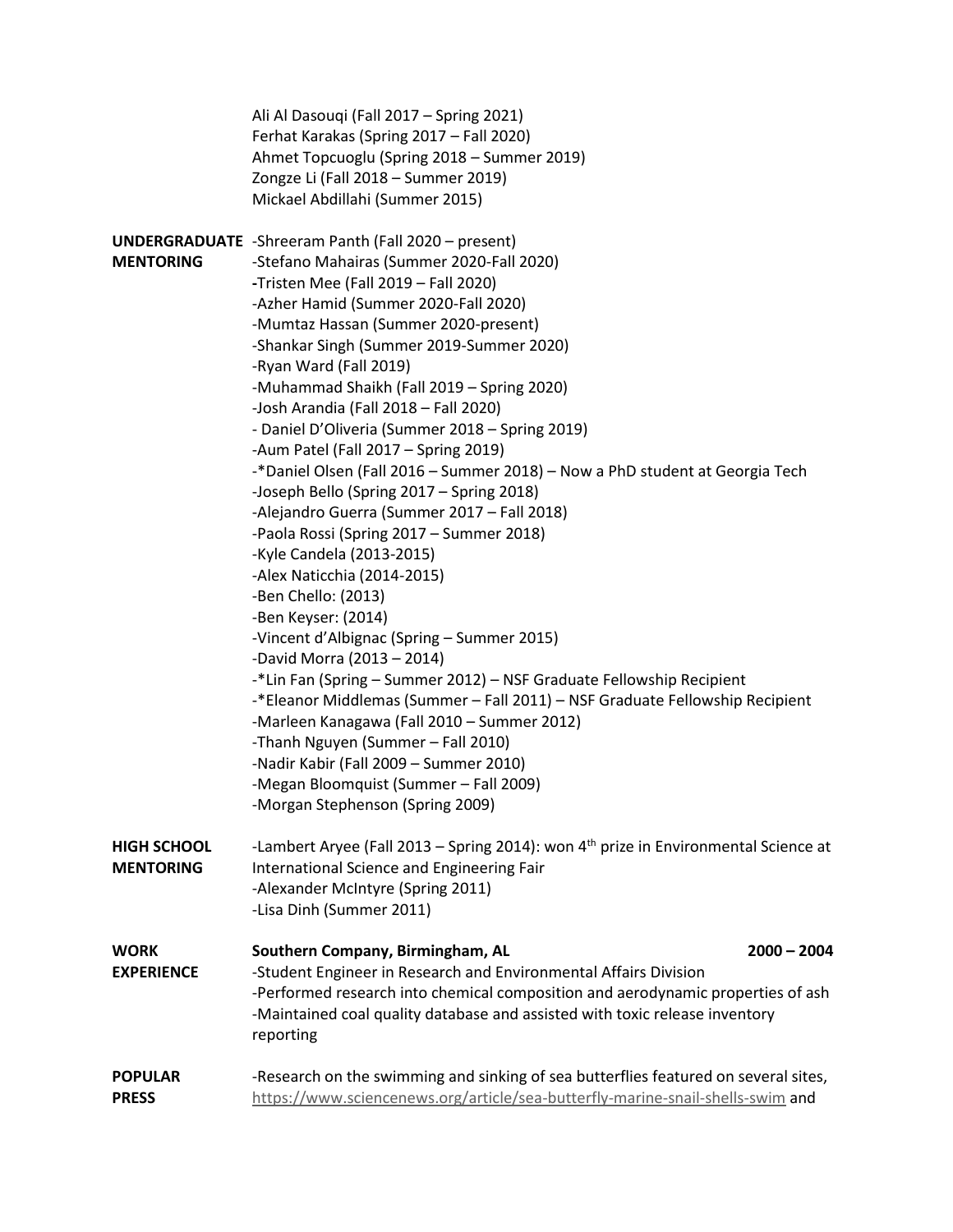Ali Al Dasouqi (Fall 2017 – Spring 2021)
Ferhat Karakas (Spring 2017 – Fall 2020)
Ahmet Topcuoglu (Spring 2018 – Summer 2019)
Zongze Li (Fall 2018 – Summer 2019)
Mickael Abdillahi (Summer 2015)

**UNDERGRADUATE MENTORING**

-Shreeram Panth (Fall 2020 – present)
-Stefano Mahairas (Summer 2020-Fall 2020)
-Tristen Mee (Fall 2019 – Fall 2020)
-Azher Hamid (Summer 2020-Fall 2020)
-Mumtaz Hassan (Summer 2020-present)
-Shankar Singh (Summer 2019-Summer 2020)
-Ryan Ward (Fall 2019)
-Muhammad Shaikh (Fall 2019 – Spring 2020)
-Josh Arandia (Fall 2018 – Fall 2020)
- Daniel D'Oliveria (Summer 2018 – Spring 2019)
-Aum Patel (Fall 2017 – Spring 2019)
-*Daniel Olsen (Fall 2016 – Summer 2018) – Now a PhD student at Georgia Tech
-Joseph Bello (Spring 2017 – Spring 2018)
-Alejandro Guerra (Summer 2017 – Fall 2018)
-Paola Rossi (Spring 2017 – Summer 2018)
-Kyle Candela (2013-2015)
-Alex Naticchia (2014-2015)
-Ben Chello: (2013)
-Ben Keyser: (2014)
-Vincent d'Albignac (Spring – Summer 2015)
-David Morra (2013 – 2014)
-*Lin Fan (Spring – Summer 2012) – NSF Graduate Fellowship Recipient
-*Eleanor Middlemas (Summer – Fall 2011) – NSF Graduate Fellowship Recipient
-Marleen Kanagawa (Fall 2010 – Summer 2012)
-Thanh Nguyen (Summer – Fall 2010)
-Nadir Kabir (Fall 2009 – Summer 2010)
-Megan Bloomquist (Summer – Fall 2009)
-Morgan Stephenson (Spring 2009)

**HIGH SCHOOL MENTORING**

-Lambert Aryee (Fall 2013 – Spring 2014): won 4th prize in Environmental Science at International Science and Engineering Fair
-Alexander McIntyre (Spring 2011)
-Lisa Dinh (Summer 2011)

**WORK EXPERIENCE**

**Southern Company, Birmingham, AL** **2000 – 2004**
-Student Engineer in Research and Environmental Affairs Division
-Performed research into chemical composition and aerodynamic properties of ash
-Maintained coal quality database and assisted with toxic release inventory reporting

**POPULAR PRESS**

-Research on the swimming and sinking of sea butterflies featured on several sites, https://www.sciencenews.org/article/sea-butterfly-marine-snail-shells-swim and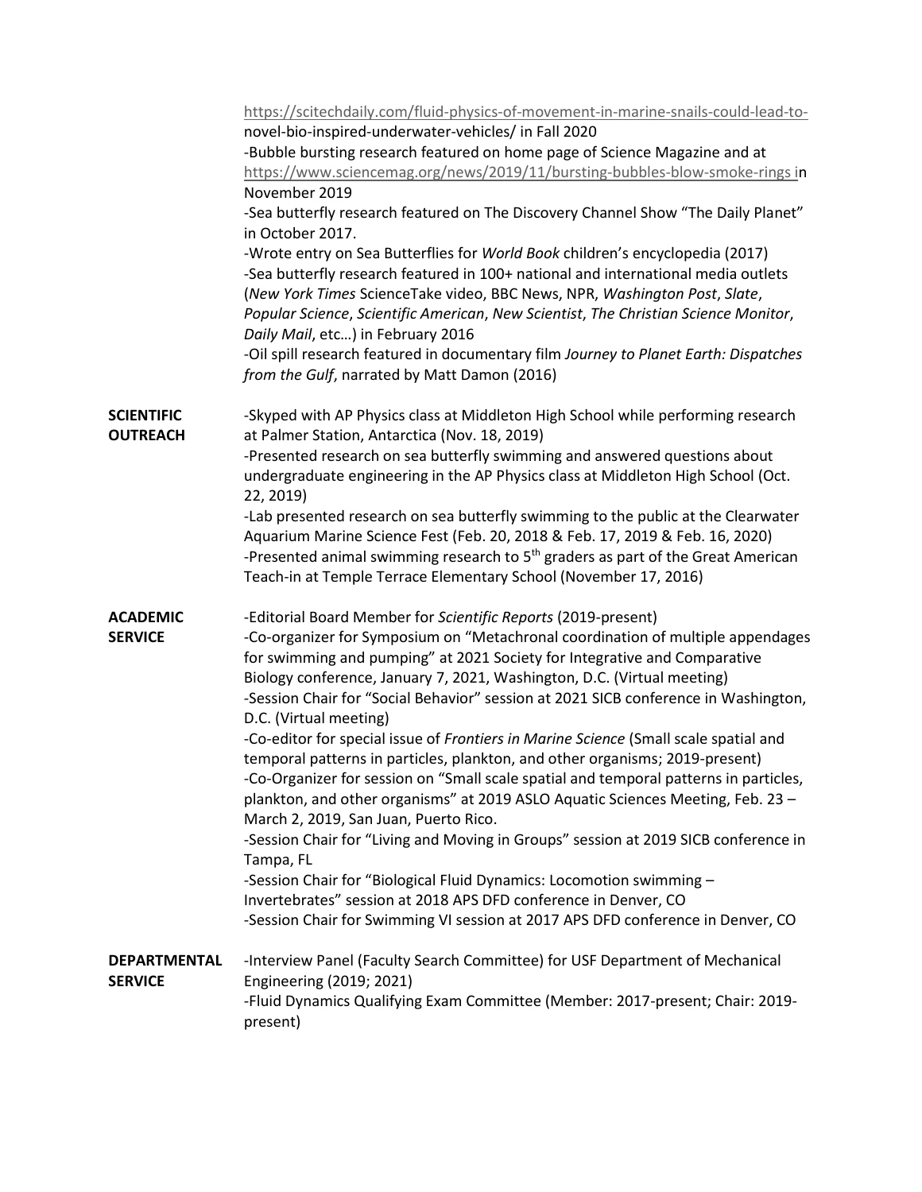https://scitechdaily.com/fluid-physics-of-movement-in-marine-snails-could-lead-to-novel-bio-inspired-underwater-vehicles/ in Fall 2020

-Bubble bursting research featured on home page of Science Magazine and at https://www.sciencemag.org/news/2019/11/bursting-bubbles-blow-smoke-rings in November 2019

-Sea butterfly research featured on The Discovery Channel Show "The Daily Planet" in October 2017.

-Wrote entry on Sea Butterflies for *World Book* children's encyclopedia (2017)

-Sea butterfly research featured in 100+ national and international media outlets (*New York Times* ScienceTake video, BBC News, NPR, *Washington Post*, *Slate*, *Popular Science*, *Scientific American*, *New Scientist*, *The Christian Science Monitor*, *Daily Mail*, etc…) in February 2016

-Oil spill research featured in documentary film *Journey to Planet Earth: Dispatches from the Gulf*, narrated by Matt Damon (2016)

**SCIENTIFIC OUTREACH**

-Skyped with AP Physics class at Middleton High School while performing research at Palmer Station, Antarctica (Nov. 18, 2019)

-Presented research on sea butterfly swimming and answered questions about undergraduate engineering in the AP Physics class at Middleton High School (Oct. 22, 2019)

-Lab presented research on sea butterfly swimming to the public at the Clearwater Aquarium Marine Science Fest (Feb. 20, 2018 & Feb. 17, 2019 & Feb. 16, 2020)

-Presented animal swimming research to 5th graders as part of the Great American Teach-in at Temple Terrace Elementary School (November 17, 2016)

**ACADEMIC SERVICE**

-Editorial Board Member for *Scientific Reports* (2019-present)

-Co-organizer for Symposium on "Metachronal coordination of multiple appendages for swimming and pumping" at 2021 Society for Integrative and Comparative Biology conference, January 7, 2021, Washington, D.C. (Virtual meeting)

-Session Chair for "Social Behavior" session at 2021 SICB conference in Washington, D.C. (Virtual meeting)

-Co-editor for special issue of *Frontiers in Marine Science* (Small scale spatial and temporal patterns in particles, plankton, and other organisms; 2019-present)

-Co-Organizer for session on "Small scale spatial and temporal patterns in particles, plankton, and other organisms" at 2019 ASLO Aquatic Sciences Meeting, Feb. 23 – March 2, 2019, San Juan, Puerto Rico.

-Session Chair for "Living and Moving in Groups" session at 2019 SICB conference in Tampa, FL

-Session Chair for "Biological Fluid Dynamics: Locomotion swimming – Invertebrates" session at 2018 APS DFD conference in Denver, CO

-Session Chair for Swimming VI session at 2017 APS DFD conference in Denver, CO

**DEPARTMENTAL SERVICE**

-Interview Panel (Faculty Search Committee) for USF Department of Mechanical Engineering (2019; 2021)

-Fluid Dynamics Qualifying Exam Committee (Member: 2017-present; Chair: 2019-present)